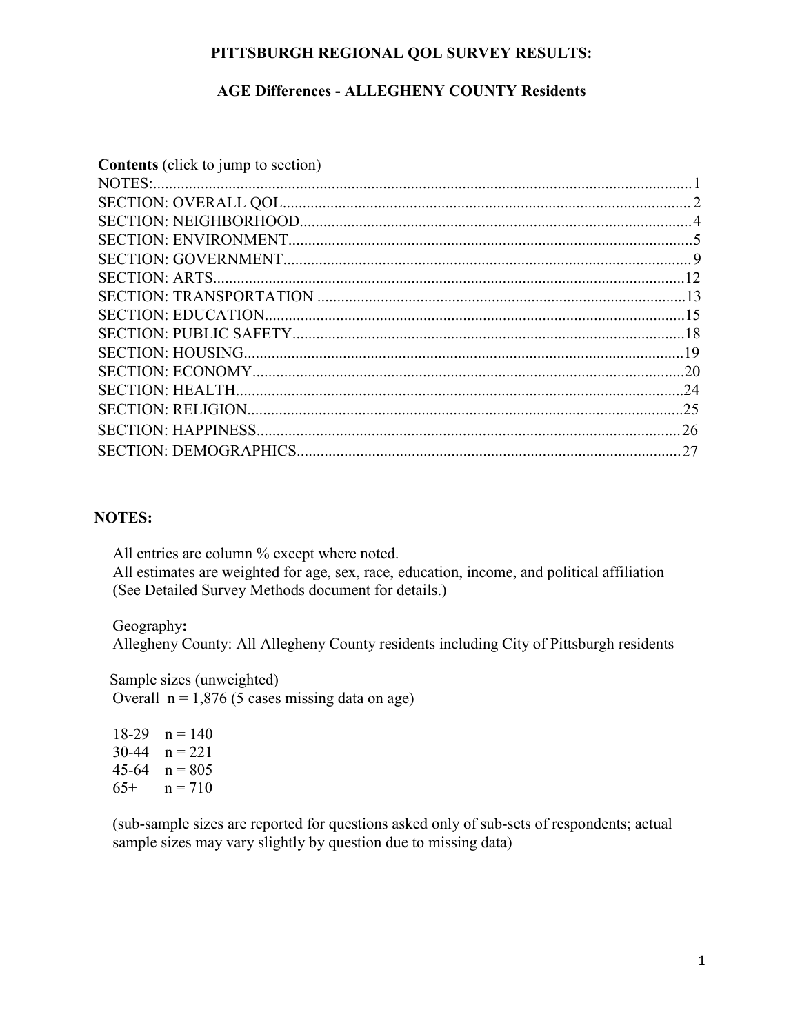# PITTSBURGH REGIONAL QOL SURVEY RESULTS:

## AGE Differences - ALLEGHENY COUNTY Residents

**Contents** (click to jump to section)

| | |
|---|---|
| NOTES: | 1 |
| SECTION: OVERALL QOL | 2 |
| SECTION: NEIGHBORHOOD | 4 |
| SECTION: ENVIRONMENT | 5 |
| SECTION: GOVERNMENT | 9 |
| SECTION: ARTS | 12 |
| SECTION: TRANSPORTATION | 13 |
| SECTION: EDUCATION | 15 |
| SECTION: PUBLIC SAFETY | 18 |
| SECTION: HOUSING | 19 |
| SECTION: ECONOMY | 20 |
| SECTION: HEALTH | 24 |
| SECTION: RELIGION | 25 |
| SECTION: HAPPINESS | 26 |
| SECTION: DEMOGRAPHICS | 27 |

**NOTES:**

All entries are column % except where noted.
All estimates are weighted for age, sex, race, education, income, and political affiliation (See Detailed Survey Methods document for details.)

Geography**:**
Allegheny County: All Allegheny County residents including City of Pittsburgh residents

Sample sizes (unweighted)
Overall n = 1,876 (5 cases missing data on age)

18-29 n = 140
30-44 n = 221
45-64 n = 805
65+ n = 710

(sub-sample sizes are reported for questions asked only of sub-sets of respondents; actual sample sizes may vary slightly by question due to missing data)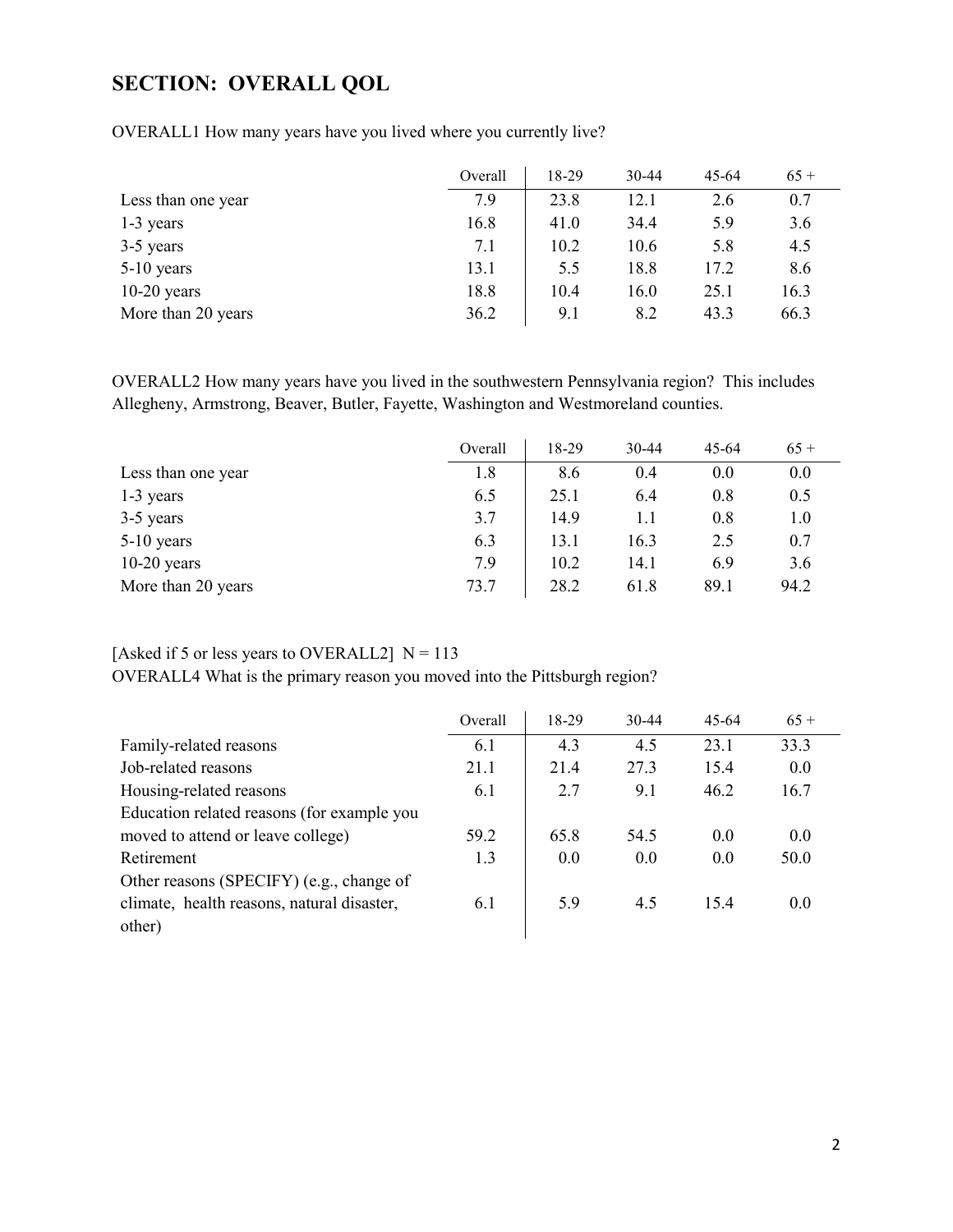# SECTION: OVERALL QOL

OVERALL1 How many years have you lived where you currently live?

| | Overall | 18-29 | 30-44 | 45-64 | 65 + |
|---|---|---|---|---|---|
| Less than one year | 7.9 | 23.8 | 12.1 | 2.6 | 0.7 |
| 1-3 years | 16.8 | 41.0 | 34.4 | 5.9 | 3.6 |
| 3-5 years | 7.1 | 10.2 | 10.6 | 5.8 | 4.5 |
| 5-10 years | 13.1 | 5.5 | 18.8 | 17.2 | 8.6 |
| 10-20 years | 18.8 | 10.4 | 16.0 | 25.1 | 16.3 |
| More than 20 years | 36.2 | 9.1 | 8.2 | 43.3 | 66.3 |

OVERALL2 How many years have you lived in the southwestern Pennsylvania region? This includes Allegheny, Armstrong, Beaver, Butler, Fayette, Washington and Westmoreland counties.

| | Overall | 18-29 | 30-44 | 45-64 | 65 + |
|---|---|---|---|---|---|
| Less than one year | 1.8 | 8.6 | 0.4 | 0.0 | 0.0 |
| 1-3 years | 6.5 | 25.1 | 6.4 | 0.8 | 0.5 |
| 3-5 years | 3.7 | 14.9 | 1.1 | 0.8 | 1.0 |
| 5-10 years | 6.3 | 13.1 | 16.3 | 2.5 | 0.7 |
| 10-20 years | 7.9 | 10.2 | 14.1 | 6.9 | 3.6 |
| More than 20 years | 73.7 | 28.2 | 61.8 | 89.1 | 94.2 |

[Asked if 5 or less years to OVERALL2] N = 113

OVERALL4 What is the primary reason you moved into the Pittsburgh region?

| | Overall | 18-29 | 30-44 | 45-64 | 65 + |
|---|---|---|---|---|---|
| Family-related reasons | 6.1 | 4.3 | 4.5 | 23.1 | 33.3 |
| Job-related reasons | 21.1 | 21.4 | 27.3 | 15.4 | 0.0 |
| Housing-related reasons | 6.1 | 2.7 | 9.1 | 46.2 | 16.7 |
| Education related reasons (for example you moved to attend or leave college) | 59.2 | 65.8 | 54.5 | 0.0 | 0.0 |
| Retirement | 1.3 | 0.0 | 0.0 | 0.0 | 50.0 |
| Other reasons (SPECIFY) (e.g., change of climate, health reasons, natural disaster, other) | 6.1 | 5.9 | 4.5 | 15.4 | 0.0 |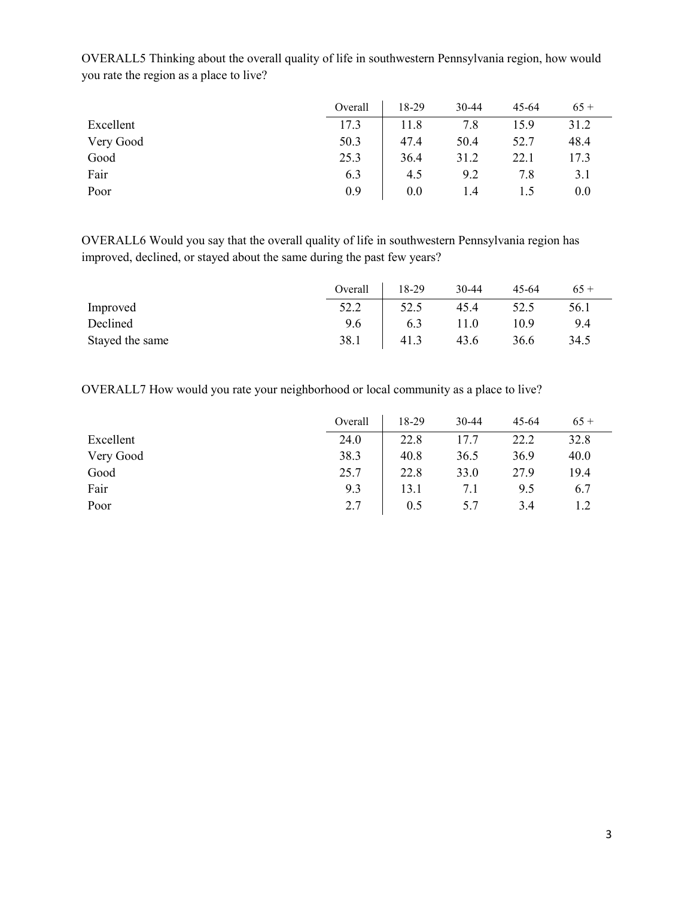OVERALL5 Thinking about the overall quality of life in southwestern Pennsylvania region, how would you rate the region as a place to live?

| | Overall | 18-29 | 30-44 | 45-64 | 65 + |
|---|---|---|---|---|---|
| Excellent | 17.3 | 11.8 | 7.8 | 15.9 | 31.2 |
| Very Good | 50.3 | 47.4 | 50.4 | 52.7 | 48.4 |
| Good | 25.3 | 36.4 | 31.2 | 22.1 | 17.3 |
| Fair | 6.3 | 4.5 | 9.2 | 7.8 | 3.1 |
| Poor | 0.9 | 0.0 | 1.4 | 1.5 | 0.0 |

OVERALL6 Would you say that the overall quality of life in southwestern Pennsylvania region has improved, declined, or stayed about the same during the past few years?

| | Overall | 18-29 | 30-44 | 45-64 | 65 + |
|---|---|---|---|---|---|
| Improved | 52.2 | 52.5 | 45.4 | 52.5 | 56.1 |
| Declined | 9.6 | 6.3 | 11.0 | 10.9 | 9.4 |
| Stayed the same | 38.1 | 41.3 | 43.6 | 36.6 | 34.5 |

OVERALL7 How would you rate your neighborhood or local community as a place to live?

| | Overall | 18-29 | 30-44 | 45-64 | 65 + |
|---|---|---|---|---|---|
| Excellent | 24.0 | 22.8 | 17.7 | 22.2 | 32.8 |
| Very Good | 38.3 | 40.8 | 36.5 | 36.9 | 40.0 |
| Good | 25.7 | 22.8 | 33.0 | 27.9 | 19.4 |
| Fair | 9.3 | 13.1 | 7.1 | 9.5 | 6.7 |
| Poor | 2.7 | 0.5 | 5.7 | 3.4 | 1.2 |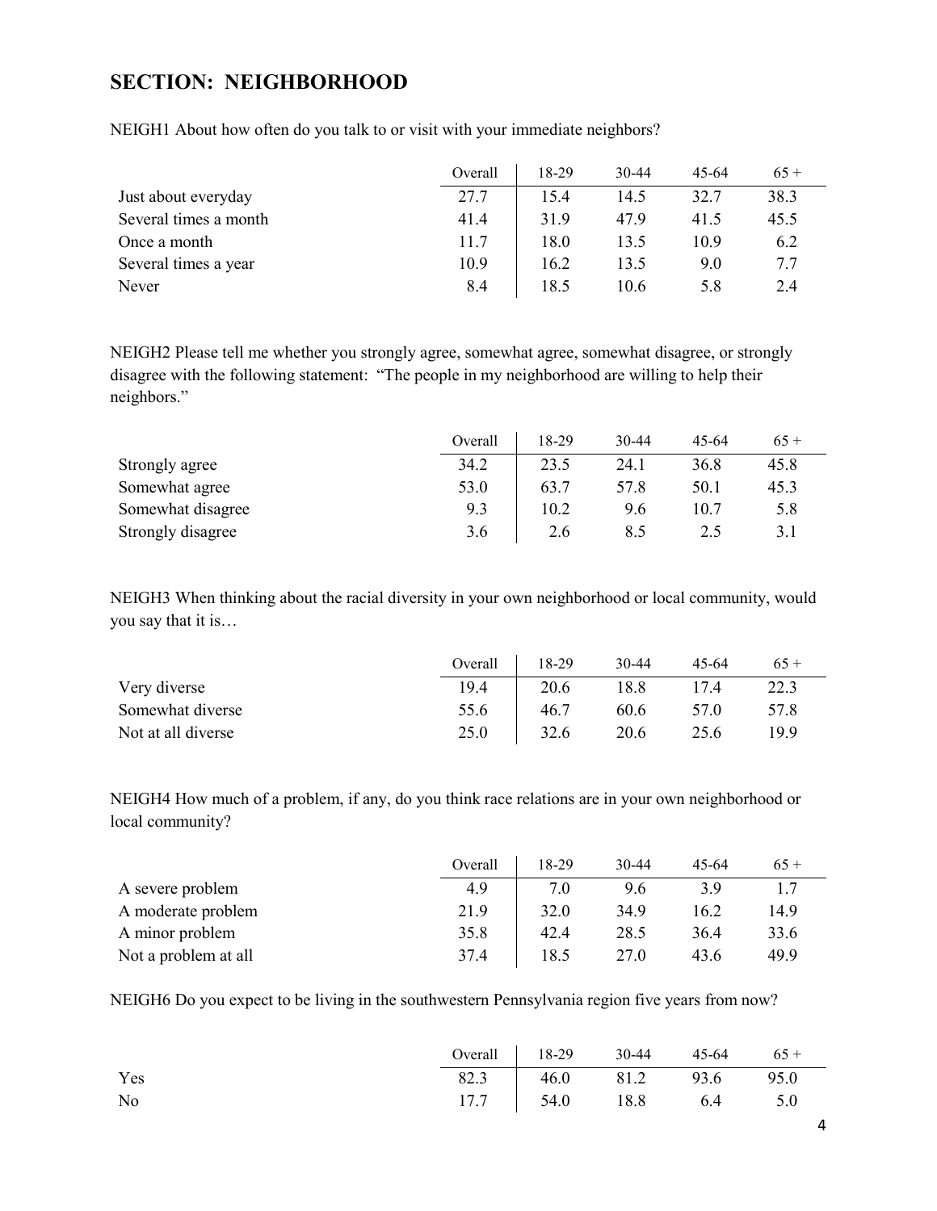## SECTION: NEIGHBORHOOD

NEIGH1 About how often do you talk to or visit with your immediate neighbors?

| | Overall | 18-29 | 30-44 | 45-64 | 65 + |
|---|---|---|---|---|---|
| Just about everyday | 27.7 | 15.4 | 14.5 | 32.7 | 38.3 |
| Several times a month | 41.4 | 31.9 | 47.9 | 41.5 | 45.5 |
| Once a month | 11.7 | 18.0 | 13.5 | 10.9 | 6.2 |
| Several times a year | 10.9 | 16.2 | 13.5 | 9.0 | 7.7 |
| Never | 8.4 | 18.5 | 10.6 | 5.8 | 2.4 |

NEIGH2 Please tell me whether you strongly agree, somewhat agree, somewhat disagree, or strongly disagree with the following statement: "The people in my neighborhood are willing to help their neighbors."

| | Overall | 18-29 | 30-44 | 45-64 | 65 + |
|---|---|---|---|---|---|
| Strongly agree | 34.2 | 23.5 | 24.1 | 36.8 | 45.8 |
| Somewhat agree | 53.0 | 63.7 | 57.8 | 50.1 | 45.3 |
| Somewhat disagree | 9.3 | 10.2 | 9.6 | 10.7 | 5.8 |
| Strongly disagree | 3.6 | 2.6 | 8.5 | 2.5 | 3.1 |

NEIGH3 When thinking about the racial diversity in your own neighborhood or local community, would you say that it is…

| | Overall | 18-29 | 30-44 | 45-64 | 65 + |
|---|---|---|---|---|---|
| Very diverse | 19.4 | 20.6 | 18.8 | 17.4 | 22.3 |
| Somewhat diverse | 55.6 | 46.7 | 60.6 | 57.0 | 57.8 |
| Not at all diverse | 25.0 | 32.6 | 20.6 | 25.6 | 19.9 |

NEIGH4 How much of a problem, if any, do you think race relations are in your own neighborhood or local community?

| | Overall | 18-29 | 30-44 | 45-64 | 65 + |
|---|---|---|---|---|---|
| A severe problem | 4.9 | 7.0 | 9.6 | 3.9 | 1.7 |
| A moderate problem | 21.9 | 32.0 | 34.9 | 16.2 | 14.9 |
| A minor problem | 35.8 | 42.4 | 28.5 | 36.4 | 33.6 |
| Not a problem at all | 37.4 | 18.5 | 27.0 | 43.6 | 49.9 |

NEIGH6 Do you expect to be living in the southwestern Pennsylvania region five years from now?

| | Overall | 18-29 | 30-44 | 45-64 | 65 + |
|---|---|---|---|---|---|
| Yes | 82.3 | 46.0 | 81.2 | 93.6 | 95.0 |
| No | 17.7 | 54.0 | 18.8 | 6.4 | 5.0 |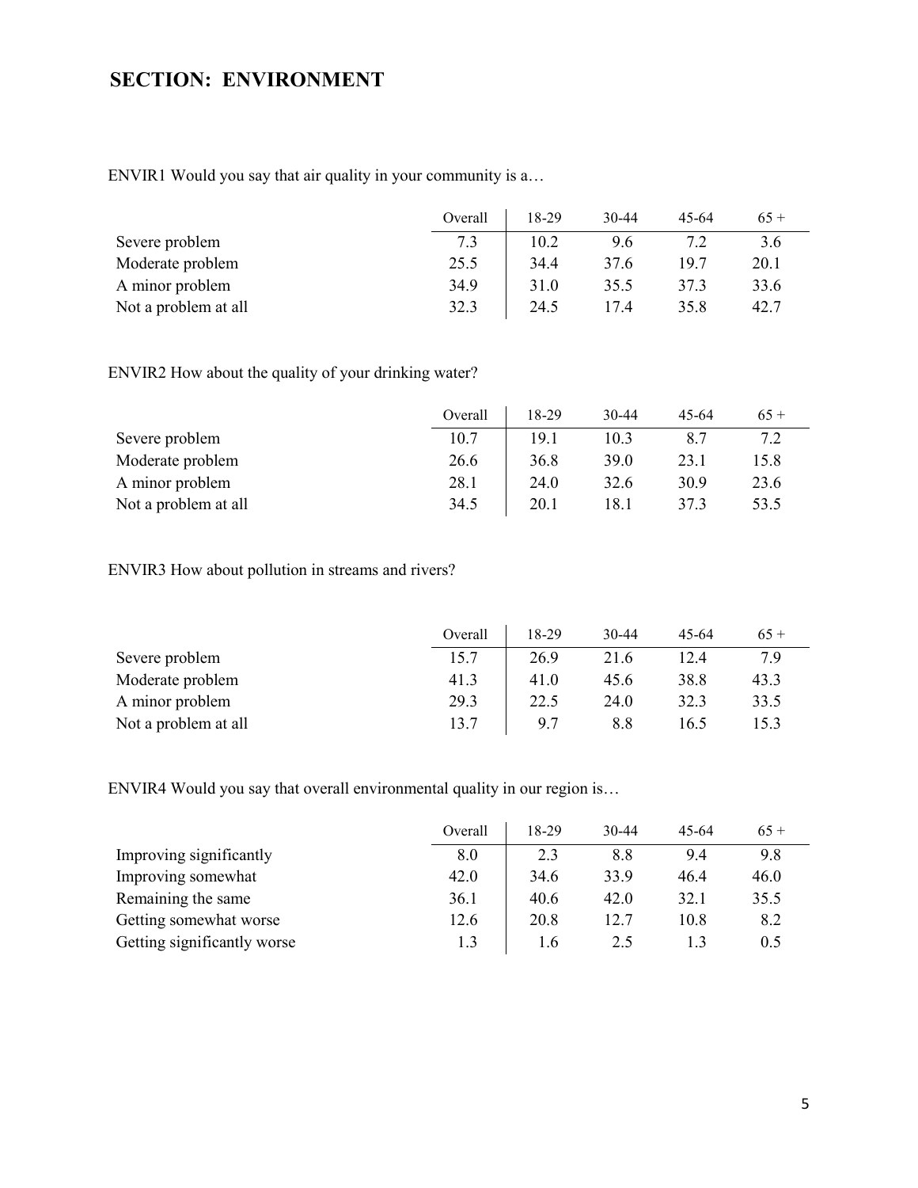## SECTION: ENVIRONMENT

ENVIR1 Would you say that air quality in your community is a…

| | Overall | 18-29 | 30-44 | 45-64 | 65 + |
|---|---|---|---|---|---|
| Severe problem | 7.3 | 10.2 | 9.6 | 7.2 | 3.6 |
| Moderate problem | 25.5 | 34.4 | 37.6 | 19.7 | 20.1 |
| A minor problem | 34.9 | 31.0 | 35.5 | 37.3 | 33.6 |
| Not a problem at all | 32.3 | 24.5 | 17.4 | 35.8 | 42.7 |

ENVIR2 How about the quality of your drinking water?

| | Overall | 18-29 | 30-44 | 45-64 | 65 + |
|---|---|---|---|---|---|
| Severe problem | 10.7 | 19.1 | 10.3 | 8.7 | 7.2 |
| Moderate problem | 26.6 | 36.8 | 39.0 | 23.1 | 15.8 |
| A minor problem | 28.1 | 24.0 | 32.6 | 30.9 | 23.6 |
| Not a problem at all | 34.5 | 20.1 | 18.1 | 37.3 | 53.5 |

ENVIR3 How about pollution in streams and rivers?

| | Overall | 18-29 | 30-44 | 45-64 | 65 + |
|---|---|---|---|---|---|
| Severe problem | 15.7 | 26.9 | 21.6 | 12.4 | 7.9 |
| Moderate problem | 41.3 | 41.0 | 45.6 | 38.8 | 43.3 |
| A minor problem | 29.3 | 22.5 | 24.0 | 32.3 | 33.5 |
| Not a problem at all | 13.7 | 9.7 | 8.8 | 16.5 | 15.3 |

ENVIR4 Would you say that overall environmental quality in our region is…

| | Overall | 18-29 | 30-44 | 45-64 | 65 + |
|---|---|---|---|---|---|
| Improving significantly | 8.0 | 2.3 | 8.8 | 9.4 | 9.8 |
| Improving somewhat | 42.0 | 34.6 | 33.9 | 46.4 | 46.0 |
| Remaining the same | 36.1 | 40.6 | 42.0 | 32.1 | 35.5 |
| Getting somewhat worse | 12.6 | 20.8 | 12.7 | 10.8 | 8.2 |
| Getting significantly worse | 1.3 | 1.6 | 2.5 | 1.3 | 0.5 |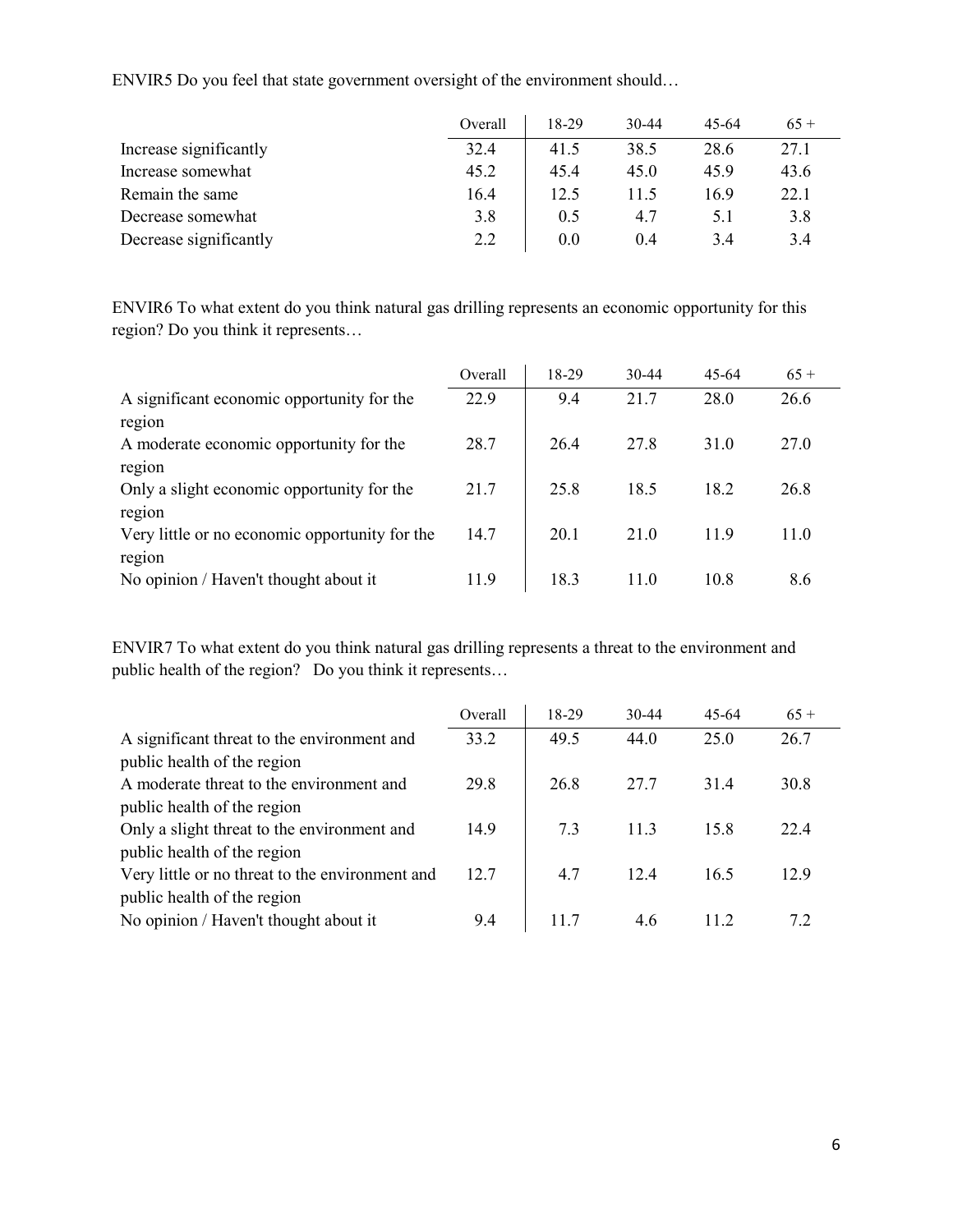ENVIR5 Do you feel that state government oversight of the environment should…

| | Overall | 18-29 | 30-44 | 45-64 | 65 + |
|---|---|---|---|---|---|
| Increase significantly | 32.4 | 41.5 | 38.5 | 28.6 | 27.1 |
| Increase somewhat | 45.2 | 45.4 | 45.0 | 45.9 | 43.6 |
| Remain the same | 16.4 | 12.5 | 11.5 | 16.9 | 22.1 |
| Decrease somewhat | 3.8 | 0.5 | 4.7 | 5.1 | 3.8 |
| Decrease significantly | 2.2 | 0.0 | 0.4 | 3.4 | 3.4 |

ENVIR6 To what extent do you think natural gas drilling represents an economic opportunity for this region? Do you think it represents…

| | Overall | 18-29 | 30-44 | 45-64 | 65 + |
|---|---|---|---|---|---|
| A significant economic opportunity for the region | 22.9 | 9.4 | 21.7 | 28.0 | 26.6 |
| A moderate economic opportunity for the region | 28.7 | 26.4 | 27.8 | 31.0 | 27.0 |
| Only a slight economic opportunity for the region | 21.7 | 25.8 | 18.5 | 18.2 | 26.8 |
| Very little or no economic opportunity for the region | 14.7 | 20.1 | 21.0 | 11.9 | 11.0 |
| No opinion / Haven't thought about it | 11.9 | 18.3 | 11.0 | 10.8 | 8.6 |

ENVIR7 To what extent do you think natural gas drilling represents a threat to the environment and public health of the region? Do you think it represents…

| | Overall | 18-29 | 30-44 | 45-64 | 65 + |
|---|---|---|---|---|---|
| A significant threat to the environment and public health of the region | 33.2 | 49.5 | 44.0 | 25.0 | 26.7 |
| A moderate threat to the environment and public health of the region | 29.8 | 26.8 | 27.7 | 31.4 | 30.8 |
| Only a slight threat to the environment and public health of the region | 14.9 | 7.3 | 11.3 | 15.8 | 22.4 |
| Very little or no threat to the environment and public health of the region | 12.7 | 4.7 | 12.4 | 16.5 | 12.9 |
| No opinion / Haven't thought about it | 9.4 | 11.7 | 4.6 | 11.2 | 7.2 |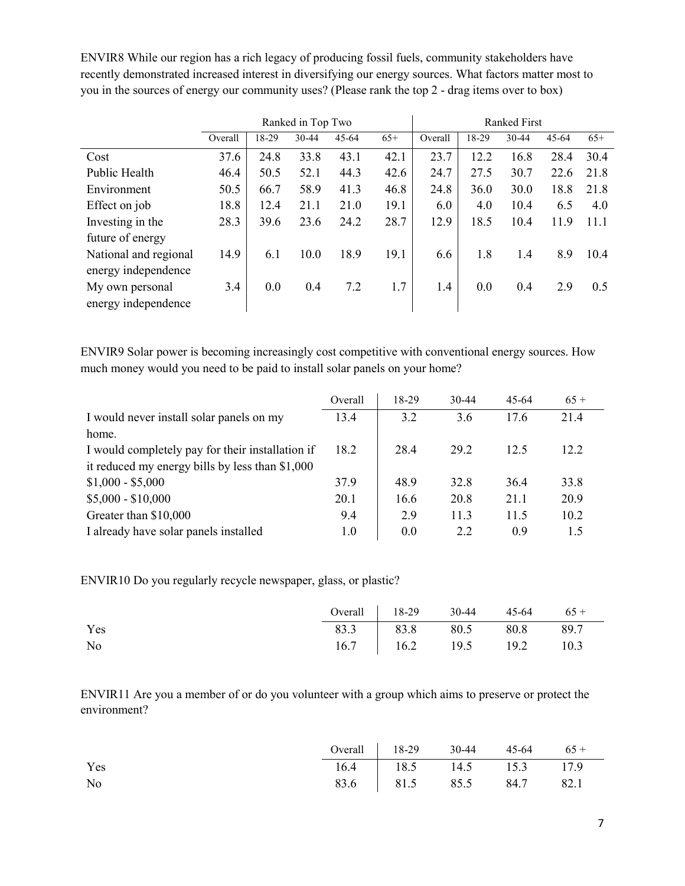ENVIR8 While our region has a rich legacy of producing fossil fuels, community stakeholders have recently demonstrated increased interest in diversifying our energy sources. What factors matter most to you in the sources of energy our community uses? (Please rank the top 2 - drag items over to box)

| | Ranked in Top Two | | | | | Ranked First | | | | |
|---|---|---|---|---|---|---|---|---|---|---|
| | Overall | 18-29 | 30-44 | 45-64 | 65+ | Overall | 18-29 | 30-44 | 45-64 | 65+ |
| Cost | 37.6 | 24.8 | 33.8 | 43.1 | 42.1 | 23.7 | 12.2 | 16.8 | 28.4 | 30.4 |
| Public Health | 46.4 | 50.5 | 52.1 | 44.3 | 42.6 | 24.7 | 27.5 | 30.7 | 22.6 | 21.8 |
| Environment | 50.5 | 66.7 | 58.9 | 41.3 | 46.8 | 24.8 | 36.0 | 30.0 | 18.8 | 21.8 |
| Effect on job | 18.8 | 12.4 | 21.1 | 21.0 | 19.1 | 6.0 | 4.0 | 10.4 | 6.5 | 4.0 |
| Investing in the future of energy | 28.3 | 39.6 | 23.6 | 24.2 | 28.7 | 12.9 | 18.5 | 10.4 | 11.9 | 11.1 |
| National and regional energy independence | 14.9 | 6.1 | 10.0 | 18.9 | 19.1 | 6.6 | 1.8 | 1.4 | 8.9 | 10.4 |
| My own personal energy independence | 3.4 | 0.0 | 0.4 | 7.2 | 1.7 | 1.4 | 0.0 | 0.4 | 2.9 | 0.5 |

ENVIR9 Solar power is becoming increasingly cost competitive with conventional energy sources. How much money would you need to be paid to install solar panels on your home?

| | Overall | 18-29 | 30-44 | 45-64 | 65 + |
|---|---|---|---|---|---|
| I would never install solar panels on my home. | 13.4 | 3.2 | 3.6 | 17.6 | 21.4 |
| I would completely pay for their installation if it reduced my energy bills by less than $1,000 | 18.2 | 28.4 | 29.2 | 12.5 | 12.2 |
| $1,000 - $5,000 | 37.9 | 48.9 | 32.8 | 36.4 | 33.8 |
| $5,000 - $10,000 | 20.1 | 16.6 | 20.8 | 21.1 | 20.9 |
| Greater than $10,000 | 9.4 | 2.9 | 11.3 | 11.5 | 10.2 |
| I already have solar panels installed | 1.0 | 0.0 | 2.2 | 0.9 | 1.5 |

ENVIR10 Do you regularly recycle newspaper, glass, or plastic?

| | Overall | 18-29 | 30-44 | 45-64 | 65 + |
|---|---|---|---|---|---|
| Yes | 83.3 | 83.8 | 80.5 | 80.8 | 89.7 |
| No | 16.7 | 16.2 | 19.5 | 19.2 | 10.3 |

ENVIR11 Are you a member of or do you volunteer with a group which aims to preserve or protect the environment?

| | Overall | 18-29 | 30-44 | 45-64 | 65 + |
|---|---|---|---|---|---|
| Yes | 16.4 | 18.5 | 14.5 | 15.3 | 17.9 |
| No | 83.6 | 81.5 | 85.5 | 84.7 | 82.1 |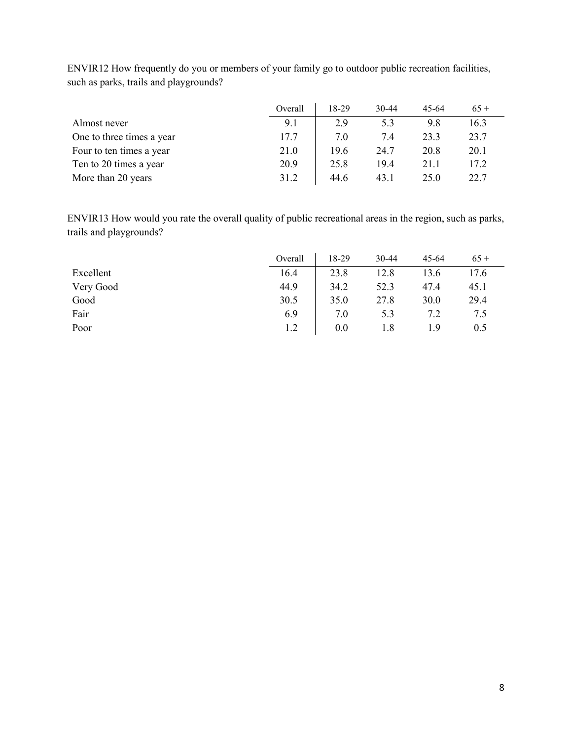ENVIR12 How frequently do you or members of your family go to outdoor public recreation facilities, such as parks, trails and playgrounds?

| | Overall | 18-29 | 30-44 | 45-64 | 65 + |
|---|---|---|---|---|---|
| Almost never | 9.1 | 2.9 | 5.3 | 9.8 | 16.3 |
| One to three times a year | 17.7 | 7.0 | 7.4 | 23.3 | 23.7 |
| Four to ten times a year | 21.0 | 19.6 | 24.7 | 20.8 | 20.1 |
| Ten to 20 times a year | 20.9 | 25.8 | 19.4 | 21.1 | 17.2 |
| More than 20 years | 31.2 | 44.6 | 43.1 | 25.0 | 22.7 |

ENVIR13 How would you rate the overall quality of public recreational areas in the region, such as parks, trails and playgrounds?

| | Overall | 18-29 | 30-44 | 45-64 | 65 + |
|---|---|---|---|---|---|
| Excellent | 16.4 | 23.8 | 12.8 | 13.6 | 17.6 |
| Very Good | 44.9 | 34.2 | 52.3 | 47.4 | 45.1 |
| Good | 30.5 | 35.0 | 27.8 | 30.0 | 29.4 |
| Fair | 6.9 | 7.0 | 5.3 | 7.2 | 7.5 |
| Poor | 1.2 | 0.0 | 1.8 | 1.9 | 0.5 |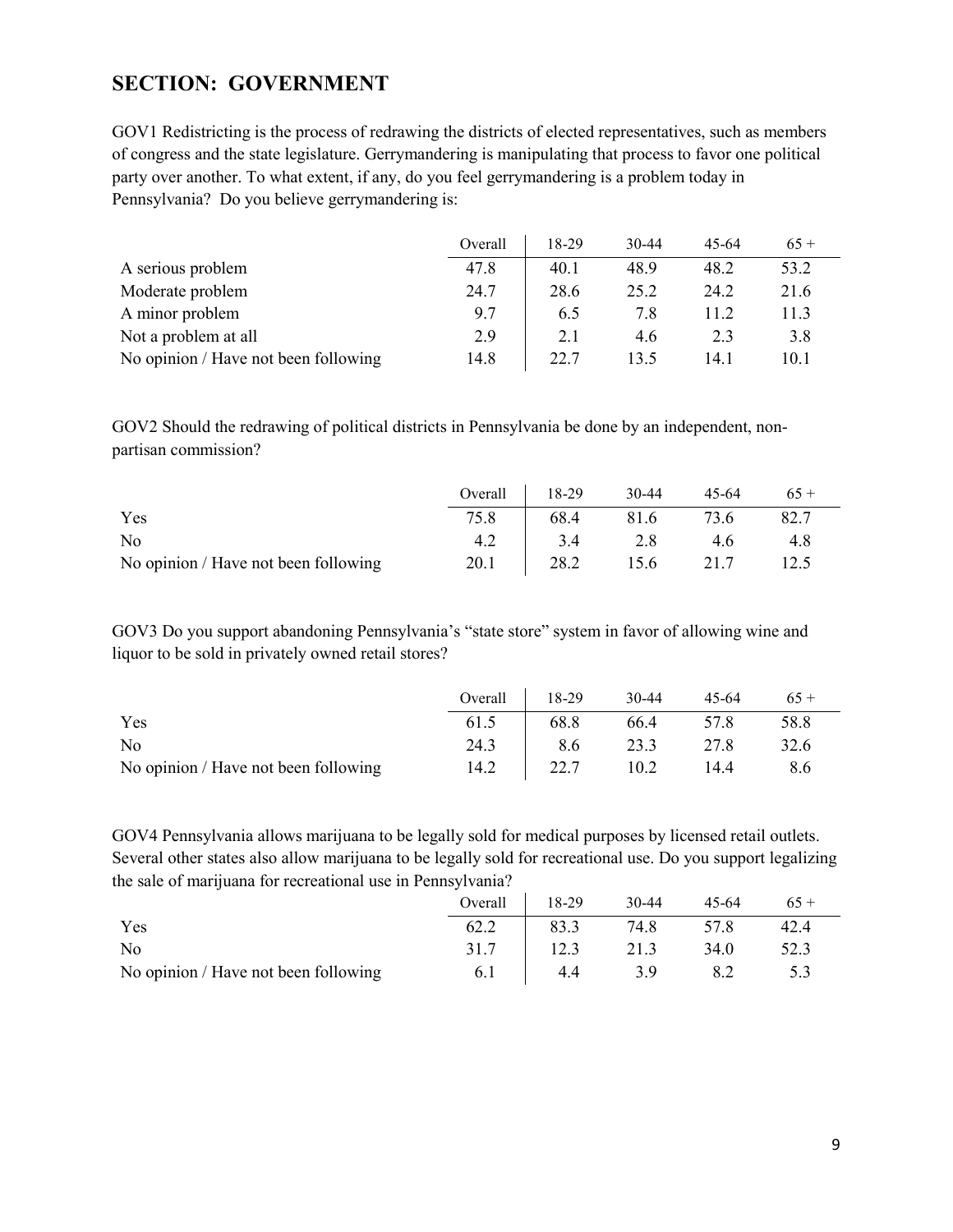## SECTION: GOVERNMENT

GOV1 Redistricting is the process of redrawing the districts of elected representatives, such as members of congress and the state legislature. Gerrymandering is manipulating that process to favor one political party over another. To what extent, if any, do you feel gerrymandering is a problem today in Pennsylvania? Do you believe gerrymandering is:

| | Overall | 18-29 | 30-44 | 45-64 | 65 + |
|---|---|---|---|---|---|
| A serious problem | 47.8 | 40.1 | 48.9 | 48.2 | 53.2 |
| Moderate problem | 24.7 | 28.6 | 25.2 | 24.2 | 21.6 |
| A minor problem | 9.7 | 6.5 | 7.8 | 11.2 | 11.3 |
| Not a problem at all | 2.9 | 2.1 | 4.6 | 2.3 | 3.8 |
| No opinion / Have not been following | 14.8 | 22.7 | 13.5 | 14.1 | 10.1 |

GOV2 Should the redrawing of political districts in Pennsylvania be done by an independent, non-partisan commission?

| | Overall | 18-29 | 30-44 | 45-64 | 65 + |
|---|---|---|---|---|---|
| Yes | 75.8 | 68.4 | 81.6 | 73.6 | 82.7 |
| No | 4.2 | 3.4 | 2.8 | 4.6 | 4.8 |
| No opinion / Have not been following | 20.1 | 28.2 | 15.6 | 21.7 | 12.5 |

GOV3 Do you support abandoning Pennsylvania's "state store" system in favor of allowing wine and liquor to be sold in privately owned retail stores?

| | Overall | 18-29 | 30-44 | 45-64 | 65 + |
|---|---|---|---|---|---|
| Yes | 61.5 | 68.8 | 66.4 | 57.8 | 58.8 |
| No | 24.3 | 8.6 | 23.3 | 27.8 | 32.6 |
| No opinion / Have not been following | 14.2 | 22.7 | 10.2 | 14.4 | 8.6 |

GOV4 Pennsylvania allows marijuana to be legally sold for medical purposes by licensed retail outlets. Several other states also allow marijuana to be legally sold for recreational use. Do you support legalizing the sale of marijuana for recreational use in Pennsylvania?

| | Overall | 18-29 | 30-44 | 45-64 | 65 + |
|---|---|---|---|---|---|
| Yes | 62.2 | 83.3 | 74.8 | 57.8 | 42.4 |
| No | 31.7 | 12.3 | 21.3 | 34.0 | 52.3 |
| No opinion / Have not been following | 6.1 | 4.4 | 3.9 | 8.2 | 5.3 |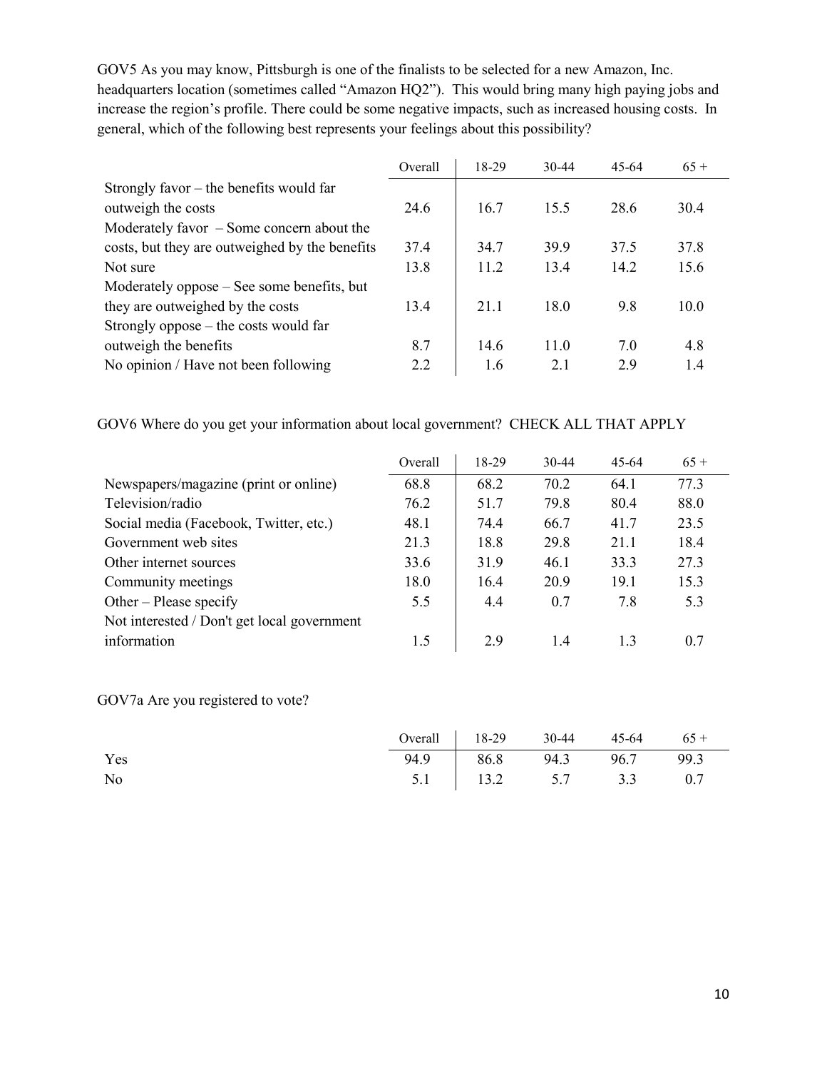GOV5 As you may know, Pittsburgh is one of the finalists to be selected for a new Amazon, Inc. headquarters location (sometimes called "Amazon HQ2"). This would bring many high paying jobs and increase the region's profile. There could be some negative impacts, such as increased housing costs. In general, which of the following best represents your feelings about this possibility?

| | Overall | 18-29 | 30-44 | 45-64 | 65 + |
|---|---|---|---|---|---|
| Strongly favor – the benefits would far outweigh the costs | 24.6 | 16.7 | 15.5 | 28.6 | 30.4 |
| Moderately favor – Some concern about the costs, but they are outweighed by the benefits | 37.4 | 34.7 | 39.9 | 37.5 | 37.8 |
| Not sure | 13.8 | 11.2 | 13.4 | 14.2 | 15.6 |
| Moderately oppose – See some benefits, but they are outweighed by the costs | 13.4 | 21.1 | 18.0 | 9.8 | 10.0 |
| Strongly oppose – the costs would far outweigh the benefits | 8.7 | 14.6 | 11.0 | 7.0 | 4.8 |
| No opinion / Have not been following | 2.2 | 1.6 | 2.1 | 2.9 | 1.4 |

GOV6 Where do you get your information about local government? CHECK ALL THAT APPLY

| | Overall | 18-29 | 30-44 | 45-64 | 65 + |
|---|---|---|---|---|---|
| Newspapers/magazine (print or online) | 68.8 | 68.2 | 70.2 | 64.1 | 77.3 |
| Television/radio | 76.2 | 51.7 | 79.8 | 80.4 | 88.0 |
| Social media (Facebook, Twitter, etc.) | 48.1 | 74.4 | 66.7 | 41.7 | 23.5 |
| Government web sites | 21.3 | 18.8 | 29.8 | 21.1 | 18.4 |
| Other internet sources | 33.6 | 31.9 | 46.1 | 33.3 | 27.3 |
| Community meetings | 18.0 | 16.4 | 20.9 | 19.1 | 15.3 |
| Other – Please specify | 5.5 | 4.4 | 0.7 | 7.8 | 5.3 |
| Not interested / Don't get local government information | 1.5 | 2.9 | 1.4 | 1.3 | 0.7 |

GOV7a Are you registered to vote?

| | Overall | 18-29 | 30-44 | 45-64 | 65 + |
|---|---|---|---|---|---|
| Yes | 94.9 | 86.8 | 94.3 | 96.7 | 99.3 |
| No | 5.1 | 13.2 | 5.7 | 3.3 | 0.7 |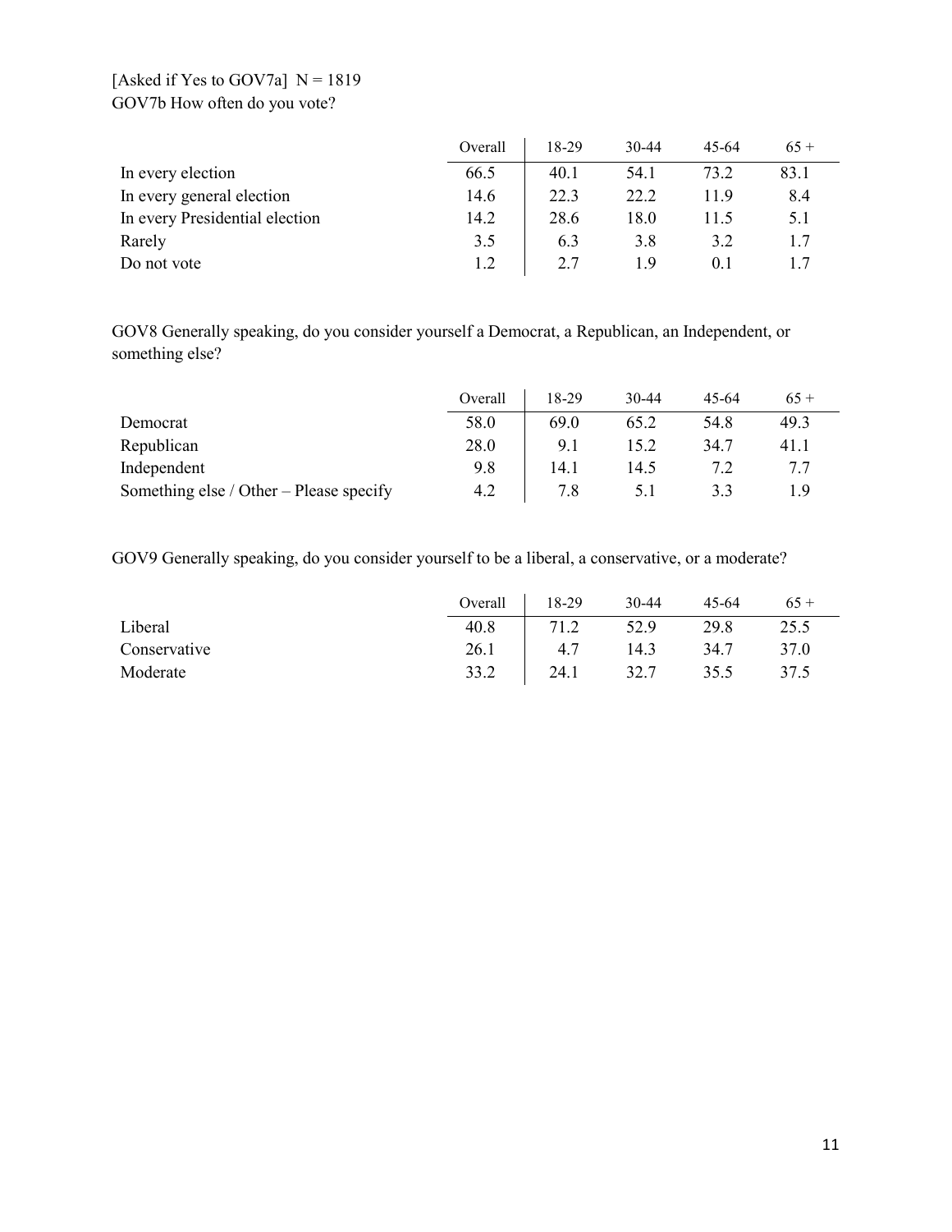[Asked if Yes to GOV7a] N = 1819
GOV7b How often do you vote?

| | Overall | 18-29 | 30-44 | 45-64 | 65 + |
|---|---|---|---|---|---|
| In every election | 66.5 | 40.1 | 54.1 | 73.2 | 83.1 |
| In every general election | 14.6 | 22.3 | 22.2 | 11.9 | 8.4 |
| In every Presidential election | 14.2 | 28.6 | 18.0 | 11.5 | 5.1 |
| Rarely | 3.5 | 6.3 | 3.8 | 3.2 | 1.7 |
| Do not vote | 1.2 | 2.7 | 1.9 | 0.1 | 1.7 |

GOV8 Generally speaking, do you consider yourself a Democrat, a Republican, an Independent, or something else?

| | Overall | 18-29 | 30-44 | 45-64 | 65 + |
|---|---|---|---|---|---|
| Democrat | 58.0 | 69.0 | 65.2 | 54.8 | 49.3 |
| Republican | 28.0 | 9.1 | 15.2 | 34.7 | 41.1 |
| Independent | 9.8 | 14.1 | 14.5 | 7.2 | 7.7 |
| Something else / Other – Please specify | 4.2 | 7.8 | 5.1 | 3.3 | 1.9 |

GOV9 Generally speaking, do you consider yourself to be a liberal, a conservative, or a moderate?

| | Overall | 18-29 | 30-44 | 45-64 | 65 + |
|---|---|---|---|---|---|
| Liberal | 40.8 | 71.2 | 52.9 | 29.8 | 25.5 |
| Conservative | 26.1 | 4.7 | 14.3 | 34.7 | 37.0 |
| Moderate | 33.2 | 24.1 | 32.7 | 35.5 | 37.5 |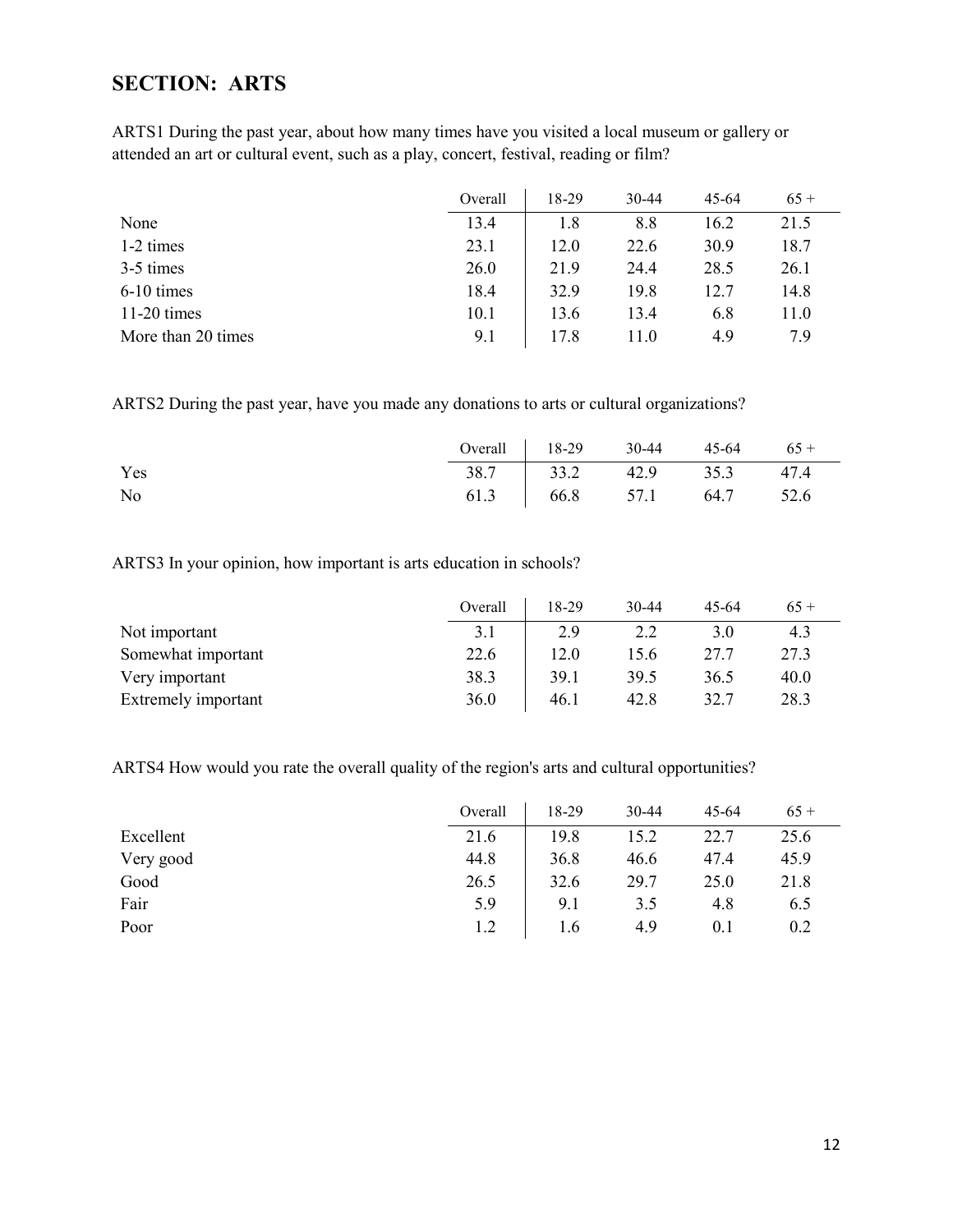## SECTION: ARTS

ARTS1 During the past year, about how many times have you visited a local museum or gallery or attended an art or cultural event, such as a play, concert, festival, reading or film?

| | Overall | 18-29 | 30-44 | 45-64 | 65 + |
|---|---|---|---|---|---|
| None | 13.4 | 1.8 | 8.8 | 16.2 | 21.5 |
| 1-2 times | 23.1 | 12.0 | 22.6 | 30.9 | 18.7 |
| 3-5 times | 26.0 | 21.9 | 24.4 | 28.5 | 26.1 |
| 6-10 times | 18.4 | 32.9 | 19.8 | 12.7 | 14.8 |
| 11-20 times | 10.1 | 13.6 | 13.4 | 6.8 | 11.0 |
| More than 20 times | 9.1 | 17.8 | 11.0 | 4.9 | 7.9 |

ARTS2 During the past year, have you made any donations to arts or cultural organizations?

| | Overall | 18-29 | 30-44 | 45-64 | 65 + |
|---|---|---|---|---|---|
| Yes | 38.7 | 33.2 | 42.9 | 35.3 | 47.4 |
| No | 61.3 | 66.8 | 57.1 | 64.7 | 52.6 |

ARTS3 In your opinion, how important is arts education in schools?

| | Overall | 18-29 | 30-44 | 45-64 | 65 + |
|---|---|---|---|---|---|
| Not important | 3.1 | 2.9 | 2.2 | 3.0 | 4.3 |
| Somewhat important | 22.6 | 12.0 | 15.6 | 27.7 | 27.3 |
| Very important | 38.3 | 39.1 | 39.5 | 36.5 | 40.0 |
| Extremely important | 36.0 | 46.1 | 42.8 | 32.7 | 28.3 |

ARTS4 How would you rate the overall quality of the region's arts and cultural opportunities?

| | Overall | 18-29 | 30-44 | 45-64 | 65 + |
|---|---|---|---|---|---|
| Excellent | 21.6 | 19.8 | 15.2 | 22.7 | 25.6 |
| Very good | 44.8 | 36.8 | 46.6 | 47.4 | 45.9 |
| Good | 26.5 | 32.6 | 29.7 | 25.0 | 21.8 |
| Fair | 5.9 | 9.1 | 3.5 | 4.8 | 6.5 |
| Poor | 1.2 | 1.6 | 4.9 | 0.1 | 0.2 |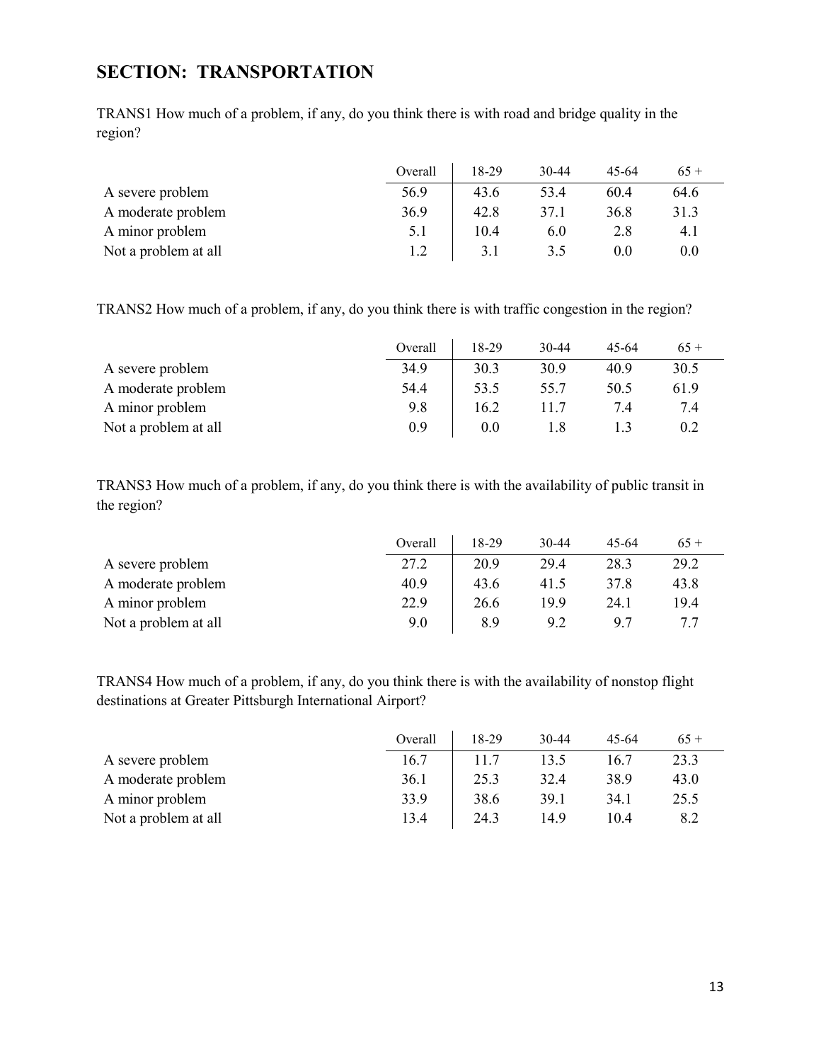## SECTION: TRANSPORTATION

TRANS1 How much of a problem, if any, do you think there is with road and bridge quality in the region?

| | Overall | 18-29 | 30-44 | 45-64 | 65 + |
|---|---|---|---|---|---|
| A severe problem | 56.9 | 43.6 | 53.4 | 60.4 | 64.6 |
| A moderate problem | 36.9 | 42.8 | 37.1 | 36.8 | 31.3 |
| A minor problem | 5.1 | 10.4 | 6.0 | 2.8 | 4.1 |
| Not a problem at all | 1.2 | 3.1 | 3.5 | 0.0 | 0.0 |

TRANS2 How much of a problem, if any, do you think there is with traffic congestion in the region?

| | Overall | 18-29 | 30-44 | 45-64 | 65 + |
|---|---|---|---|---|---|
| A severe problem | 34.9 | 30.3 | 30.9 | 40.9 | 30.5 |
| A moderate problem | 54.4 | 53.5 | 55.7 | 50.5 | 61.9 |
| A minor problem | 9.8 | 16.2 | 11.7 | 7.4 | 7.4 |
| Not a problem at all | 0.9 | 0.0 | 1.8 | 1.3 | 0.2 |

TRANS3 How much of a problem, if any, do you think there is with the availability of public transit in the region?

| | Overall | 18-29 | 30-44 | 45-64 | 65 + |
|---|---|---|---|---|---|
| A severe problem | 27.2 | 20.9 | 29.4 | 28.3 | 29.2 |
| A moderate problem | 40.9 | 43.6 | 41.5 | 37.8 | 43.8 |
| A minor problem | 22.9 | 26.6 | 19.9 | 24.1 | 19.4 |
| Not a problem at all | 9.0 | 8.9 | 9.2 | 9.7 | 7.7 |

TRANS4 How much of a problem, if any, do you think there is with the availability of nonstop flight destinations at Greater Pittsburgh International Airport?

| | Overall | 18-29 | 30-44 | 45-64 | 65 + |
|---|---|---|---|---|---|
| A severe problem | 16.7 | 11.7 | 13.5 | 16.7 | 23.3 |
| A moderate problem | 36.1 | 25.3 | 32.4 | 38.9 | 43.0 |
| A minor problem | 33.9 | 38.6 | 39.1 | 34.1 | 25.5 |
| Not a problem at all | 13.4 | 24.3 | 14.9 | 10.4 | 8.2 |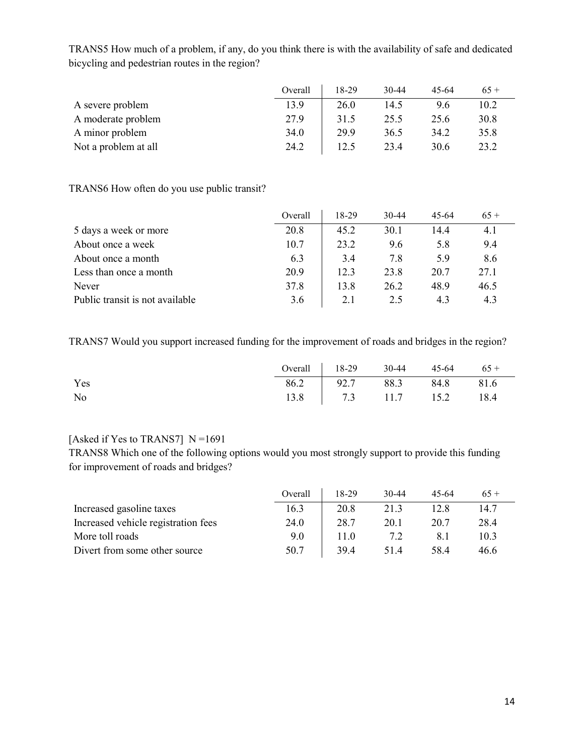TRANS5 How much of a problem, if any, do you think there is with the availability of safe and dedicated bicycling and pedestrian routes in the region?

| | Overall | 18-29 | 30-44 | 45-64 | 65 + |
|---|---|---|---|---|---|
| A severe problem | 13.9 | 26.0 | 14.5 | 9.6 | 10.2 |
| A moderate problem | 27.9 | 31.5 | 25.5 | 25.6 | 30.8 |
| A minor problem | 34.0 | 29.9 | 36.5 | 34.2 | 35.8 |
| Not a problem at all | 24.2 | 12.5 | 23.4 | 30.6 | 23.2 |

TRANS6 How often do you use public transit?

| | Overall | 18-29 | 30-44 | 45-64 | 65 + |
|---|---|---|---|---|---|
| 5 days a week or more | 20.8 | 45.2 | 30.1 | 14.4 | 4.1 |
| About once a week | 10.7 | 23.2 | 9.6 | 5.8 | 9.4 |
| About once a month | 6.3 | 3.4 | 7.8 | 5.9 | 8.6 |
| Less than once a month | 20.9 | 12.3 | 23.8 | 20.7 | 27.1 |
| Never | 37.8 | 13.8 | 26.2 | 48.9 | 46.5 |
| Public transit is not available | 3.6 | 2.1 | 2.5 | 4.3 | 4.3 |

TRANS7 Would you support increased funding for the improvement of roads and bridges in the region?

| | Overall | 18-29 | 30-44 | 45-64 | 65 + |
|---|---|---|---|---|---|
| Yes | 86.2 | 92.7 | 88.3 | 84.8 | 81.6 |
| No | 13.8 | 7.3 | 11.7 | 15.2 | 18.4 |

[Asked if Yes to TRANS7] N =1691

TRANS8 Which one of the following options would you most strongly support to provide this funding for improvement of roads and bridges?

| | Overall | 18-29 | 30-44 | 45-64 | 65 + |
|---|---|---|---|---|---|
| Increased gasoline taxes | 16.3 | 20.8 | 21.3 | 12.8 | 14.7 |
| Increased vehicle registration fees | 24.0 | 28.7 | 20.1 | 20.7 | 28.4 |
| More toll roads | 9.0 | 11.0 | 7.2 | 8.1 | 10.3 |
| Divert from some other source | 50.7 | 39.4 | 51.4 | 58.4 | 46.6 |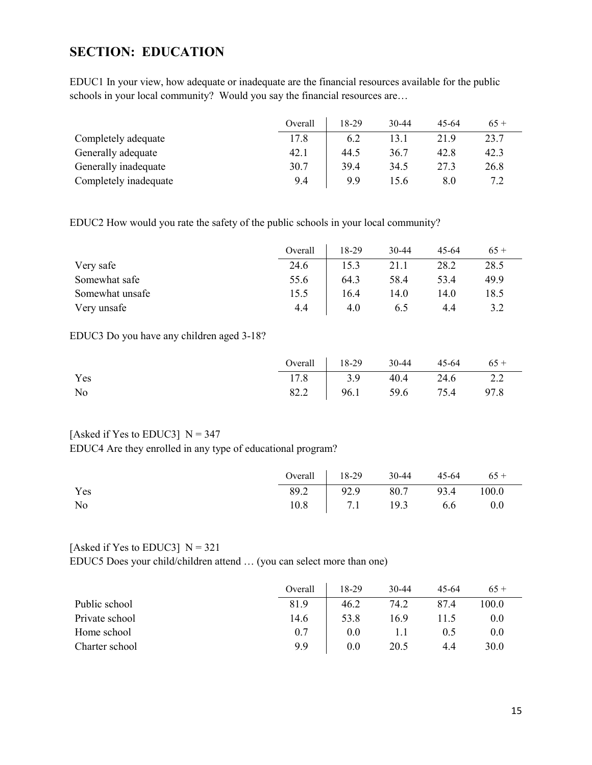## SECTION: EDUCATION

EDUC1 In your view, how adequate or inadequate are the financial resources available for the public schools in your local community? Would you say the financial resources are…

| | Overall | 18-29 | 30-44 | 45-64 | 65 + |
|---|---|---|---|---|---|
| Completely adequate | 17.8 | 6.2 | 13.1 | 21.9 | 23.7 |
| Generally adequate | 42.1 | 44.5 | 36.7 | 42.8 | 42.3 |
| Generally inadequate | 30.7 | 39.4 | 34.5 | 27.3 | 26.8 |
| Completely inadequate | 9.4 | 9.9 | 15.6 | 8.0 | 7.2 |

EDUC2 How would you rate the safety of the public schools in your local community?

| | Overall | 18-29 | 30-44 | 45-64 | 65 + |
|---|---|---|---|---|---|
| Very safe | 24.6 | 15.3 | 21.1 | 28.2 | 28.5 |
| Somewhat safe | 55.6 | 64.3 | 58.4 | 53.4 | 49.9 |
| Somewhat unsafe | 15.5 | 16.4 | 14.0 | 14.0 | 18.5 |
| Very unsafe | 4.4 | 4.0 | 6.5 | 4.4 | 3.2 |

EDUC3 Do you have any children aged 3-18?

| | Overall | 18-29 | 30-44 | 45-64 | 65 + |
|---|---|---|---|---|---|
| Yes | 17.8 | 3.9 | 40.4 | 24.6 | 2.2 |
| No | 82.2 | 96.1 | 59.6 | 75.4 | 97.8 |

[Asked if Yes to EDUC3] N = 347

EDUC4 Are they enrolled in any type of educational program?

| | Overall | 18-29 | 30-44 | 45-64 | 65 + |
|---|---|---|---|---|---|
| Yes | 89.2 | 92.9 | 80.7 | 93.4 | 100.0 |
| No | 10.8 | 7.1 | 19.3 | 6.6 | 0.0 |

[Asked if Yes to EDUC3] N = 321

EDUC5 Does your child/children attend … (you can select more than one)

| | Overall | 18-29 | 30-44 | 45-64 | 65 + |
|---|---|---|---|---|---|
| Public school | 81.9 | 46.2 | 74.2 | 87.4 | 100.0 |
| Private school | 14.6 | 53.8 | 16.9 | 11.5 | 0.0 |
| Home school | 0.7 | 0.0 | 1.1 | 0.5 | 0.0 |
| Charter school | 9.9 | 0.0 | 20.5 | 4.4 | 30.0 |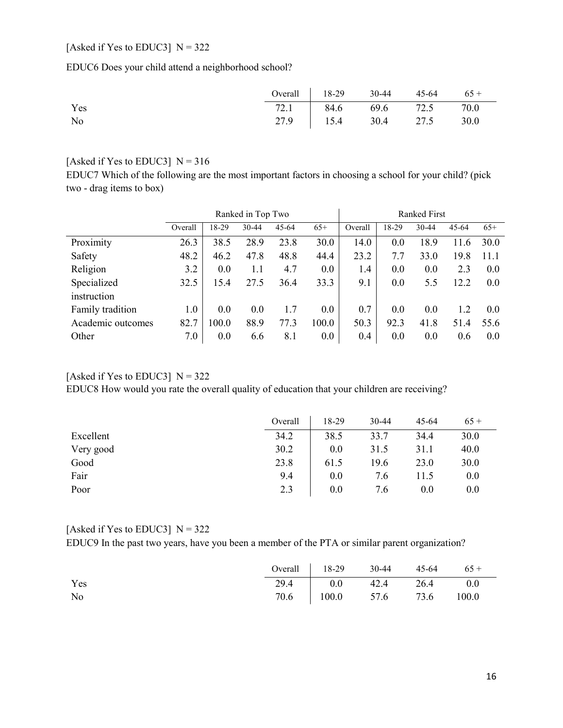[Asked if Yes to EDUC3] N = 322

EDUC6 Does your child attend a neighborhood school?

| | Overall | 18-29 | 30-44 | 45-64 | 65 + |
|---|---|---|---|---|---|
| Yes | 72.1 | 84.6 | 69.6 | 72.5 | 70.0 |
| No | 27.9 | 15.4 | 30.4 | 27.5 | 30.0 |

[Asked if Yes to EDUC3] N = 316

EDUC7 Which of the following are the most important factors in choosing a school for your child? (pick two - drag items to box)

| | Ranked in Top Two | | | | | Ranked First | | | | |
|---|---|---|---|---|---|---|---|---|---|---|
| | Overall | 18-29 | 30-44 | 45-64 | 65+ | Overall | 18-29 | 30-44 | 45-64 | 65+ |
| Proximity | 26.3 | 38.5 | 28.9 | 23.8 | 30.0 | 14.0 | 0.0 | 18.9 | 11.6 | 30.0 |
| Safety | 48.2 | 46.2 | 47.8 | 48.8 | 44.4 | 23.2 | 7.7 | 33.0 | 19.8 | 11.1 |
| Religion | 3.2 | 0.0 | 1.1 | 4.7 | 0.0 | 1.4 | 0.0 | 0.0 | 2.3 | 0.0 |
| Specialized instruction | 32.5 | 15.4 | 27.5 | 36.4 | 33.3 | 9.1 | 0.0 | 5.5 | 12.2 | 0.0 |
| Family tradition | 1.0 | 0.0 | 0.0 | 1.7 | 0.0 | 0.7 | 0.0 | 0.0 | 1.2 | 0.0 |
| Academic outcomes | 82.7 | 100.0 | 88.9 | 77.3 | 100.0 | 50.3 | 92.3 | 41.8 | 51.4 | 55.6 |
| Other | 7.0 | 0.0 | 6.6 | 8.1 | 0.0 | 0.4 | 0.0 | 0.0 | 0.6 | 0.0 |

[Asked if Yes to EDUC3] N = 322

EDUC8 How would you rate the overall quality of education that your children are receiving?

| | Overall | 18-29 | 30-44 | 45-64 | 65 + |
|---|---|---|---|---|---|
| Excellent | 34.2 | 38.5 | 33.7 | 34.4 | 30.0 |
| Very good | 30.2 | 0.0 | 31.5 | 31.1 | 40.0 |
| Good | 23.8 | 61.5 | 19.6 | 23.0 | 30.0 |
| Fair | 9.4 | 0.0 | 7.6 | 11.5 | 0.0 |
| Poor | 2.3 | 0.0 | 7.6 | 0.0 | 0.0 |

[Asked if Yes to EDUC3] N = 322

EDUC9 In the past two years, have you been a member of the PTA or similar parent organization?

| | Overall | 18-29 | 30-44 | 45-64 | 65 + |
|---|---|---|---|---|---|
| Yes | 29.4 | 0.0 | 42.4 | 26.4 | 0.0 |
| No | 70.6 | 100.0 | 57.6 | 73.6 | 100.0 |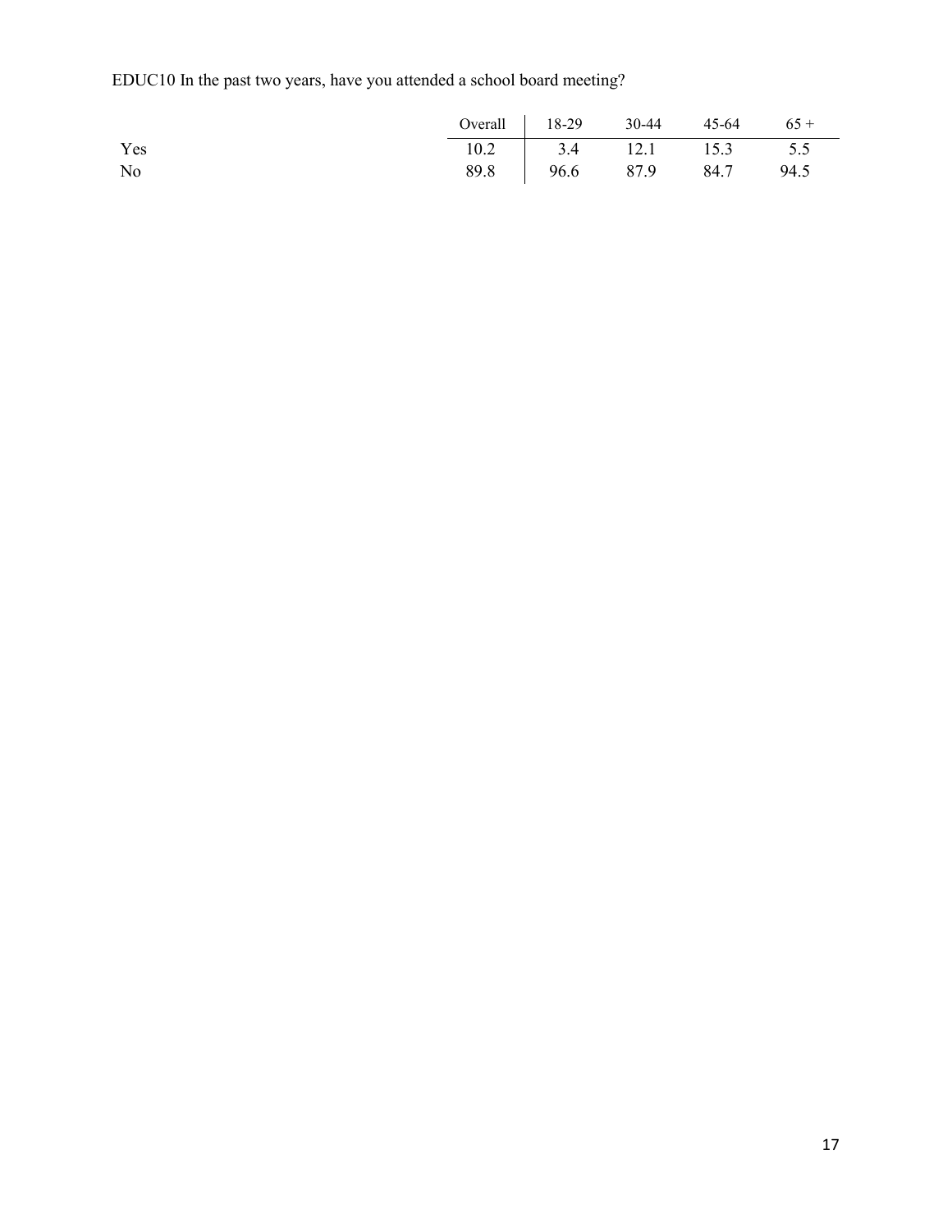EDUC10 In the past two years, have you attended a school board meeting?

| | Overall | 18-29 | 30-44 | 45-64 | 65 + |
|---|---|---|---|---|---|
| Yes | 10.2 | 3.4 | 12.1 | 15.3 | 5.5 |
| No | 89.8 | 96.6 | 87.9 | 84.7 | 94.5 |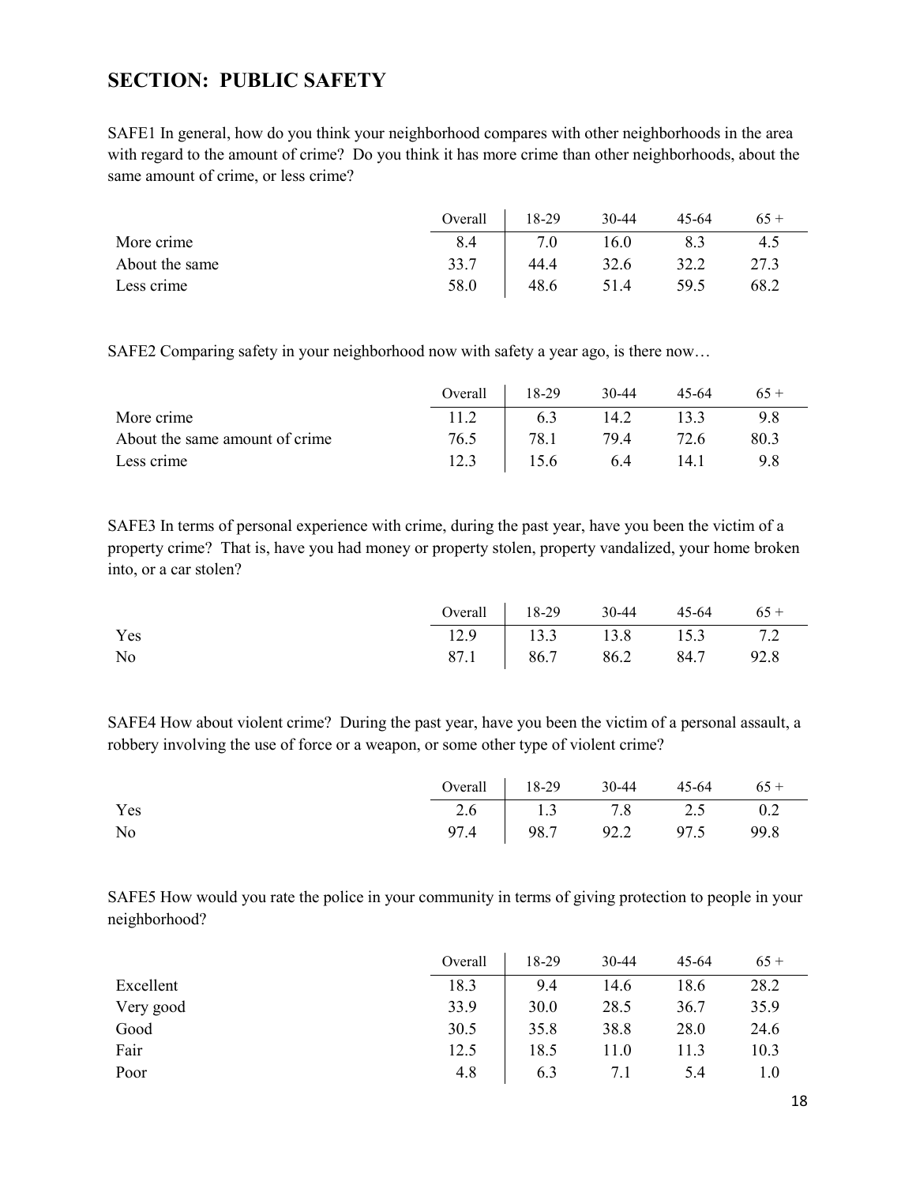## SECTION: PUBLIC SAFETY

SAFE1 In general, how do you think your neighborhood compares with other neighborhoods in the area with regard to the amount of crime? Do you think it has more crime than other neighborhoods, about the same amount of crime, or less crime?

| | Overall | 18-29 | 30-44 | 45-64 | 65 + |
|---|---|---|---|---|---|
| More crime | 8.4 | 7.0 | 16.0 | 8.3 | 4.5 |
| About the same | 33.7 | 44.4 | 32.6 | 32.2 | 27.3 |
| Less crime | 58.0 | 48.6 | 51.4 | 59.5 | 68.2 |

SAFE2 Comparing safety in your neighborhood now with safety a year ago, is there now…

| | Overall | 18-29 | 30-44 | 45-64 | 65 + |
|---|---|---|---|---|---|
| More crime | 11.2 | 6.3 | 14.2 | 13.3 | 9.8 |
| About the same amount of crime | 76.5 | 78.1 | 79.4 | 72.6 | 80.3 |
| Less crime | 12.3 | 15.6 | 6.4 | 14.1 | 9.8 |

SAFE3 In terms of personal experience with crime, during the past year, have you been the victim of a property crime? That is, have you had money or property stolen, property vandalized, your home broken into, or a car stolen?

| | Overall | 18-29 | 30-44 | 45-64 | 65 + |
|---|---|---|---|---|---|
| Yes | 12.9 | 13.3 | 13.8 | 15.3 | 7.2 |
| No | 87.1 | 86.7 | 86.2 | 84.7 | 92.8 |

SAFE4 How about violent crime? During the past year, have you been the victim of a personal assault, a robbery involving the use of force or a weapon, or some other type of violent crime?

| | Overall | 18-29 | 30-44 | 45-64 | 65 + |
|---|---|---|---|---|---|
| Yes | 2.6 | 1.3 | 7.8 | 2.5 | 0.2 |
| No | 97.4 | 98.7 | 92.2 | 97.5 | 99.8 |

SAFE5 How would you rate the police in your community in terms of giving protection to people in your neighborhood?

| | Overall | 18-29 | 30-44 | 45-64 | 65 + |
|---|---|---|---|---|---|
| Excellent | 18.3 | 9.4 | 14.6 | 18.6 | 28.2 |
| Very good | 33.9 | 30.0 | 28.5 | 36.7 | 35.9 |
| Good | 30.5 | 35.8 | 38.8 | 28.0 | 24.6 |
| Fair | 12.5 | 18.5 | 11.0 | 11.3 | 10.3 |
| Poor | 4.8 | 6.3 | 7.1 | 5.4 | 1.0 |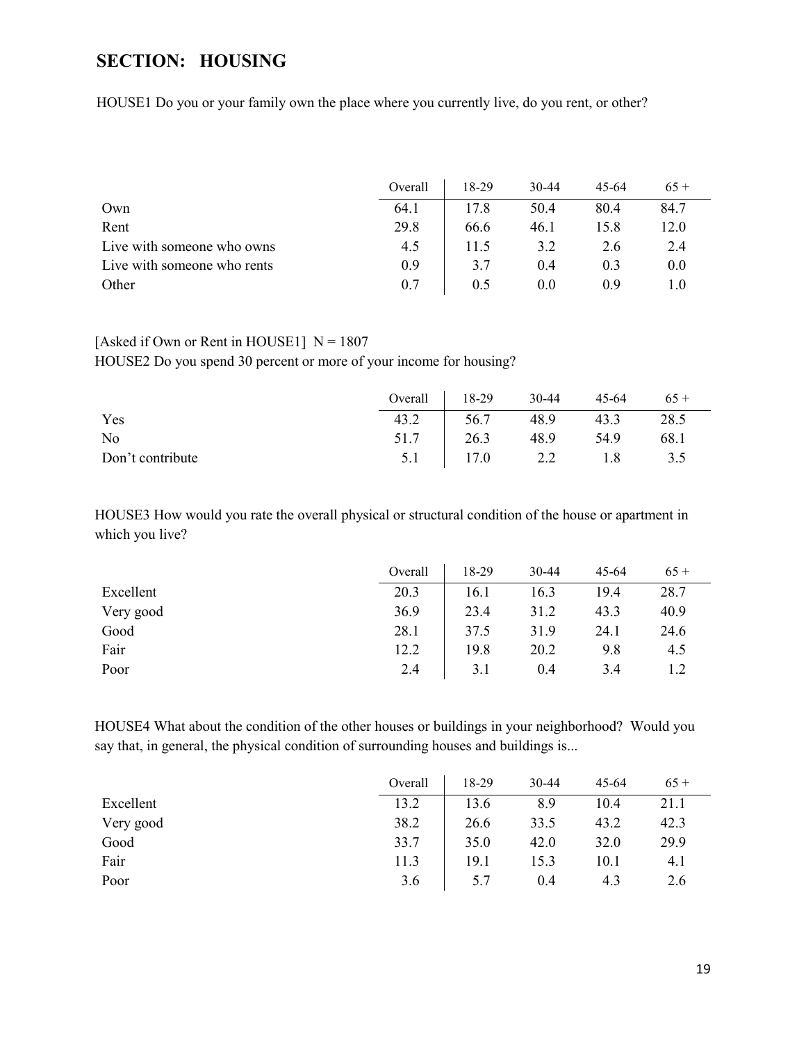## SECTION: HOUSING

HOUSE1 Do you or your family own the place where you currently live, do you rent, or other?

| | Overall | 18-29 | 30-44 | 45-64 | 65 + |
|---|---|---|---|---|---|
| Own | 64.1 | 17.8 | 50.4 | 80.4 | 84.7 |
| Rent | 29.8 | 66.6 | 46.1 | 15.8 | 12.0 |
| Live with someone who owns | 4.5 | 11.5 | 3.2 | 2.6 | 2.4 |
| Live with someone who rents | 0.9 | 3.7 | 0.4 | 0.3 | 0.0 |
| Other | 0.7 | 0.5 | 0.0 | 0.9 | 1.0 |

[Asked if Own or Rent in HOUSE1] N = 1807

HOUSE2 Do you spend 30 percent or more of your income for housing?

| | Overall | 18-29 | 30-44 | 45-64 | 65 + |
|---|---|---|---|---|---|
| Yes | 43.2 | 56.7 | 48.9 | 43.3 | 28.5 |
| No | 51.7 | 26.3 | 48.9 | 54.9 | 68.1 |
| Don't contribute | 5.1 | 17.0 | 2.2 | 1.8 | 3.5 |

HOUSE3 How would you rate the overall physical or structural condition of the house or apartment in which you live?

| | Overall | 18-29 | 30-44 | 45-64 | 65 + |
|---|---|---|---|---|---|
| Excellent | 20.3 | 16.1 | 16.3 | 19.4 | 28.7 |
| Very good | 36.9 | 23.4 | 31.2 | 43.3 | 40.9 |
| Good | 28.1 | 37.5 | 31.9 | 24.1 | 24.6 |
| Fair | 12.2 | 19.8 | 20.2 | 9.8 | 4.5 |
| Poor | 2.4 | 3.1 | 0.4 | 3.4 | 1.2 |

HOUSE4 What about the condition of the other houses or buildings in your neighborhood? Would you say that, in general, the physical condition of surrounding houses and buildings is...

| | Overall | 18-29 | 30-44 | 45-64 | 65 + |
|---|---|---|---|---|---|
| Excellent | 13.2 | 13.6 | 8.9 | 10.4 | 21.1 |
| Very good | 38.2 | 26.6 | 33.5 | 43.2 | 42.3 |
| Good | 33.7 | 35.0 | 42.0 | 32.0 | 29.9 |
| Fair | 11.3 | 19.1 | 15.3 | 10.1 | 4.1 |
| Poor | 3.6 | 5.7 | 0.4 | 4.3 | 2.6 |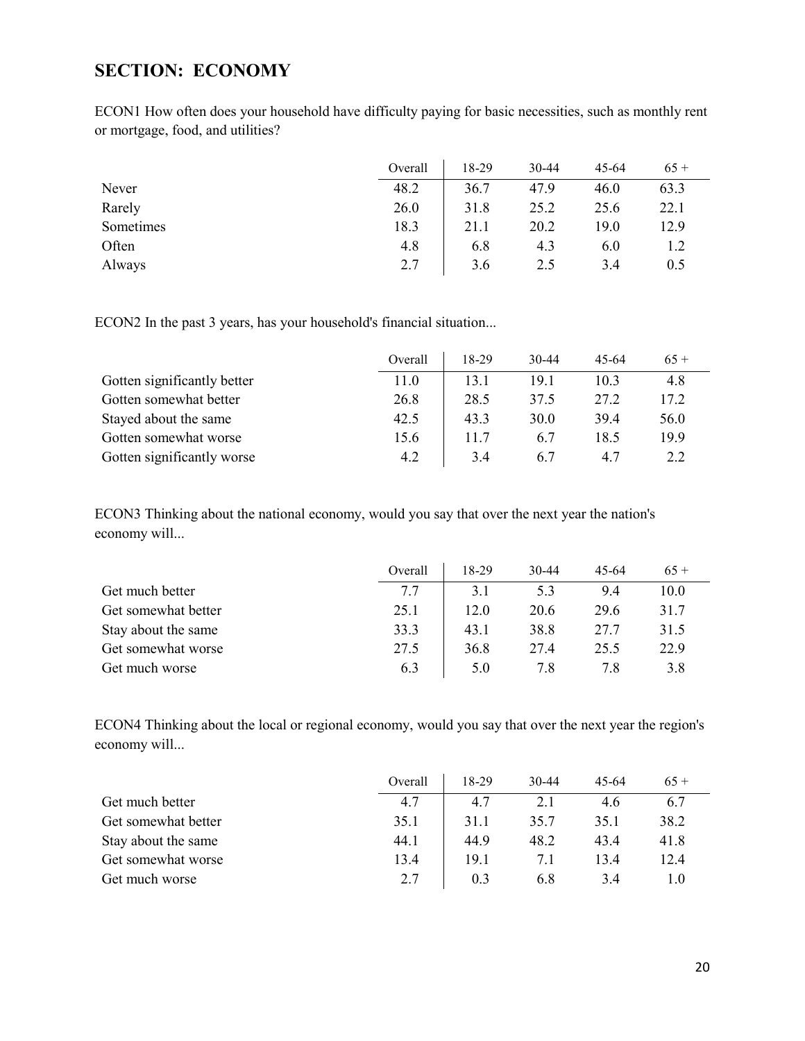## SECTION: ECONOMY

ECON1 How often does your household have difficulty paying for basic necessities, such as monthly rent or mortgage, food, and utilities?

| | Overall | 18-29 | 30-44 | 45-64 | 65 + |
|---|---|---|---|---|---|
| Never | 48.2 | 36.7 | 47.9 | 46.0 | 63.3 |
| Rarely | 26.0 | 31.8 | 25.2 | 25.6 | 22.1 |
| Sometimes | 18.3 | 21.1 | 20.2 | 19.0 | 12.9 |
| Often | 4.8 | 6.8 | 4.3 | 6.0 | 1.2 |
| Always | 2.7 | 3.6 | 2.5 | 3.4 | 0.5 |

ECON2 In the past 3 years, has your household's financial situation...

| | Overall | 18-29 | 30-44 | 45-64 | 65 + |
|---|---|---|---|---|---|
| Gotten significantly better | 11.0 | 13.1 | 19.1 | 10.3 | 4.8 |
| Gotten somewhat better | 26.8 | 28.5 | 37.5 | 27.2 | 17.2 |
| Stayed about the same | 42.5 | 43.3 | 30.0 | 39.4 | 56.0 |
| Gotten somewhat worse | 15.6 | 11.7 | 6.7 | 18.5 | 19.9 |
| Gotten significantly worse | 4.2 | 3.4 | 6.7 | 4.7 | 2.2 |

ECON3 Thinking about the national economy, would you say that over the next year the nation's economy will...

| | Overall | 18-29 | 30-44 | 45-64 | 65 + |
|---|---|---|---|---|---|
| Get much better | 7.7 | 3.1 | 5.3 | 9.4 | 10.0 |
| Get somewhat better | 25.1 | 12.0 | 20.6 | 29.6 | 31.7 |
| Stay about the same | 33.3 | 43.1 | 38.8 | 27.7 | 31.5 |
| Get somewhat worse | 27.5 | 36.8 | 27.4 | 25.5 | 22.9 |
| Get much worse | 6.3 | 5.0 | 7.8 | 7.8 | 3.8 |

ECON4 Thinking about the local or regional economy, would you say that over the next year the region's economy will...

| | Overall | 18-29 | 30-44 | 45-64 | 65 + |
|---|---|---|---|---|---|
| Get much better | 4.7 | 4.7 | 2.1 | 4.6 | 6.7 |
| Get somewhat better | 35.1 | 31.1 | 35.7 | 35.1 | 38.2 |
| Stay about the same | 44.1 | 44.9 | 48.2 | 43.4 | 41.8 |
| Get somewhat worse | 13.4 | 19.1 | 7.1 | 13.4 | 12.4 |
| Get much worse | 2.7 | 0.3 | 6.8 | 3.4 | 1.0 |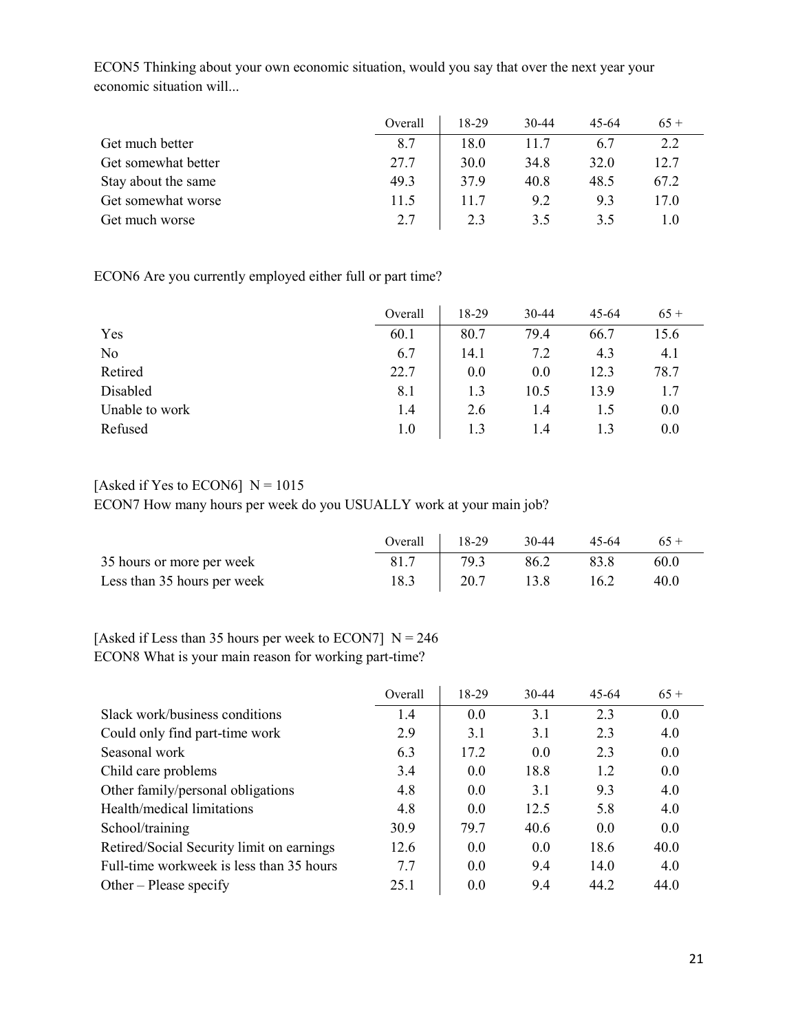ECON5 Thinking about your own economic situation, would you say that over the next year your economic situation will...

| | Overall | 18-29 | 30-44 | 45-64 | 65 + |
|---|---|---|---|---|---|
| Get much better | 8.7 | 18.0 | 11.7 | 6.7 | 2.2 |
| Get somewhat better | 27.7 | 30.0 | 34.8 | 32.0 | 12.7 |
| Stay about the same | 49.3 | 37.9 | 40.8 | 48.5 | 67.2 |
| Get somewhat worse | 11.5 | 11.7 | 9.2 | 9.3 | 17.0 |
| Get much worse | 2.7 | 2.3 | 3.5 | 3.5 | 1.0 |

ECON6 Are you currently employed either full or part time?

| | Overall | 18-29 | 30-44 | 45-64 | 65 + |
|---|---|---|---|---|---|
| Yes | 60.1 | 80.7 | 79.4 | 66.7 | 15.6 |
| No | 6.7 | 14.1 | 7.2 | 4.3 | 4.1 |
| Retired | 22.7 | 0.0 | 0.0 | 12.3 | 78.7 |
| Disabled | 8.1 | 1.3 | 10.5 | 13.9 | 1.7 |
| Unable to work | 1.4 | 2.6 | 1.4 | 1.5 | 0.0 |
| Refused | 1.0 | 1.3 | 1.4 | 1.3 | 0.0 |

[Asked if Yes to ECON6]  N = 1015
ECON7 How many hours per week do you USUALLY work at your main job?

| | Overall | 18-29 | 30-44 | 45-64 | 65 + |
|---|---|---|---|---|---|
| 35 hours or more per week | 81.7 | 79.3 | 86.2 | 83.8 | 60.0 |
| Less than 35 hours per week | 18.3 | 20.7 | 13.8 | 16.2 | 40.0 |

[Asked if Less than 35 hours per week to ECON7]  N = 246
ECON8 What is your main reason for working part-time?

| | Overall | 18-29 | 30-44 | 45-64 | 65 + |
|---|---|---|---|---|---|
| Slack work/business conditions | 1.4 | 0.0 | 3.1 | 2.3 | 0.0 |
| Could only find part-time work | 2.9 | 3.1 | 3.1 | 2.3 | 4.0 |
| Seasonal work | 6.3 | 17.2 | 0.0 | 2.3 | 0.0 |
| Child care problems | 3.4 | 0.0 | 18.8 | 1.2 | 0.0 |
| Other family/personal obligations | 4.8 | 0.0 | 3.1 | 9.3 | 4.0 |
| Health/medical limitations | 4.8 | 0.0 | 12.5 | 5.8 | 4.0 |
| School/training | 30.9 | 79.7 | 40.6 | 0.0 | 0.0 |
| Retired/Social Security limit on earnings | 12.6 | 0.0 | 0.0 | 18.6 | 40.0 |
| Full-time workweek is less than 35 hours | 7.7 | 0.0 | 9.4 | 14.0 | 4.0 |
| Other – Please specify | 25.1 | 0.0 | 9.4 | 44.2 | 44.0 |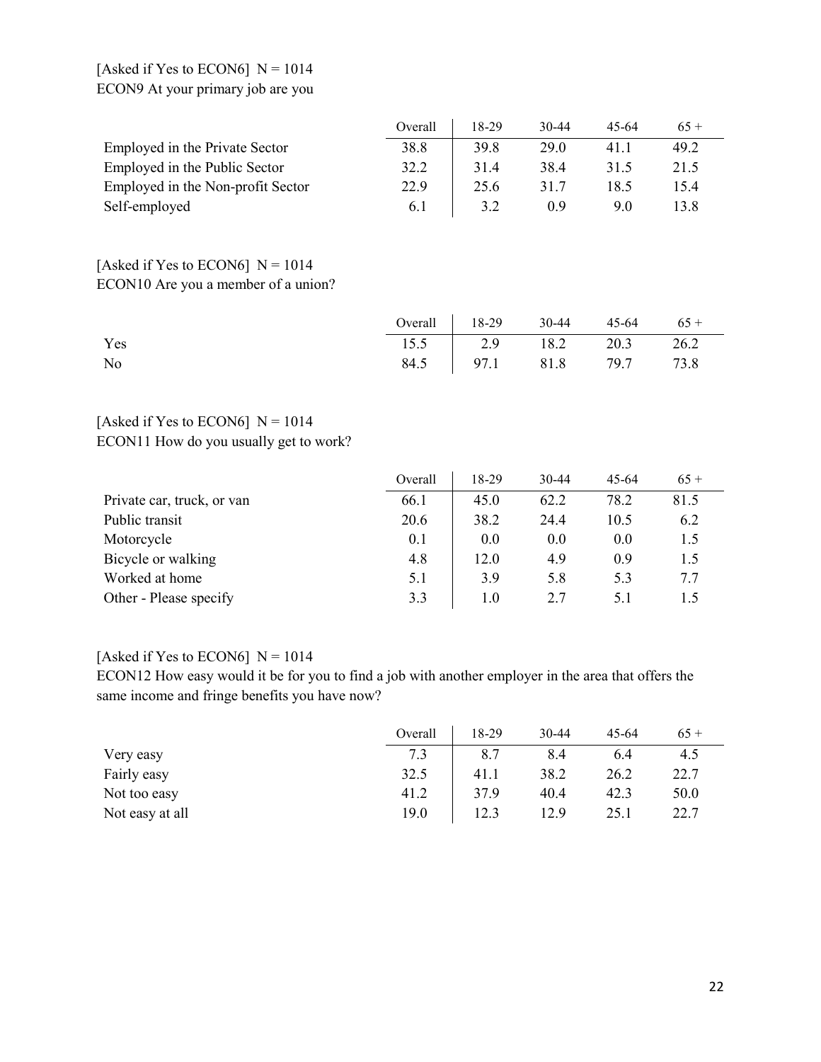[Asked if Yes to ECON6]  N = 1014
ECON9 At your primary job are you

| | Overall | 18-29 | 30-44 | 45-64 | 65 + |
|---|---|---|---|---|---|
| Employed in the Private Sector | 38.8 | 39.8 | 29.0 | 41.1 | 49.2 |
| Employed in the Public Sector | 32.2 | 31.4 | 38.4 | 31.5 | 21.5 |
| Employed in the Non-profit Sector | 22.9 | 25.6 | 31.7 | 18.5 | 15.4 |
| Self-employed | 6.1 | 3.2 | 0.9 | 9.0 | 13.8 |

[Asked if Yes to ECON6]  N = 1014
ECON10 Are you a member of a union?

| | Overall | 18-29 | 30-44 | 45-64 | 65 + |
|---|---|---|---|---|---|
| Yes | 15.5 | 2.9 | 18.2 | 20.3 | 26.2 |
| No | 84.5 | 97.1 | 81.8 | 79.7 | 73.8 |

[Asked if Yes to ECON6]  N = 1014
ECON11 How do you usually get to work?

| | Overall | 18-29 | 30-44 | 45-64 | 65 + |
|---|---|---|---|---|---|
| Private car, truck, or van | 66.1 | 45.0 | 62.2 | 78.2 | 81.5 |
| Public transit | 20.6 | 38.2 | 24.4 | 10.5 | 6.2 |
| Motorcycle | 0.1 | 0.0 | 0.0 | 0.0 | 1.5 |
| Bicycle or walking | 4.8 | 12.0 | 4.9 | 0.9 | 1.5 |
| Worked at home | 5.1 | 3.9 | 5.8 | 5.3 | 7.7 |
| Other - Please specify | 3.3 | 1.0 | 2.7 | 5.1 | 1.5 |

[Asked if Yes to ECON6]  N = 1014
ECON12 How easy would it be for you to find a job with another employer in the area that offers the same income and fringe benefits you have now?

| | Overall | 18-29 | 30-44 | 45-64 | 65 + |
|---|---|---|---|---|---|
| Very easy | 7.3 | 8.7 | 8.4 | 6.4 | 4.5 |
| Fairly easy | 32.5 | 41.1 | 38.2 | 26.2 | 22.7 |
| Not too easy | 41.2 | 37.9 | 40.4 | 42.3 | 50.0 |
| Not easy at all | 19.0 | 12.3 | 12.9 | 25.1 | 22.7 |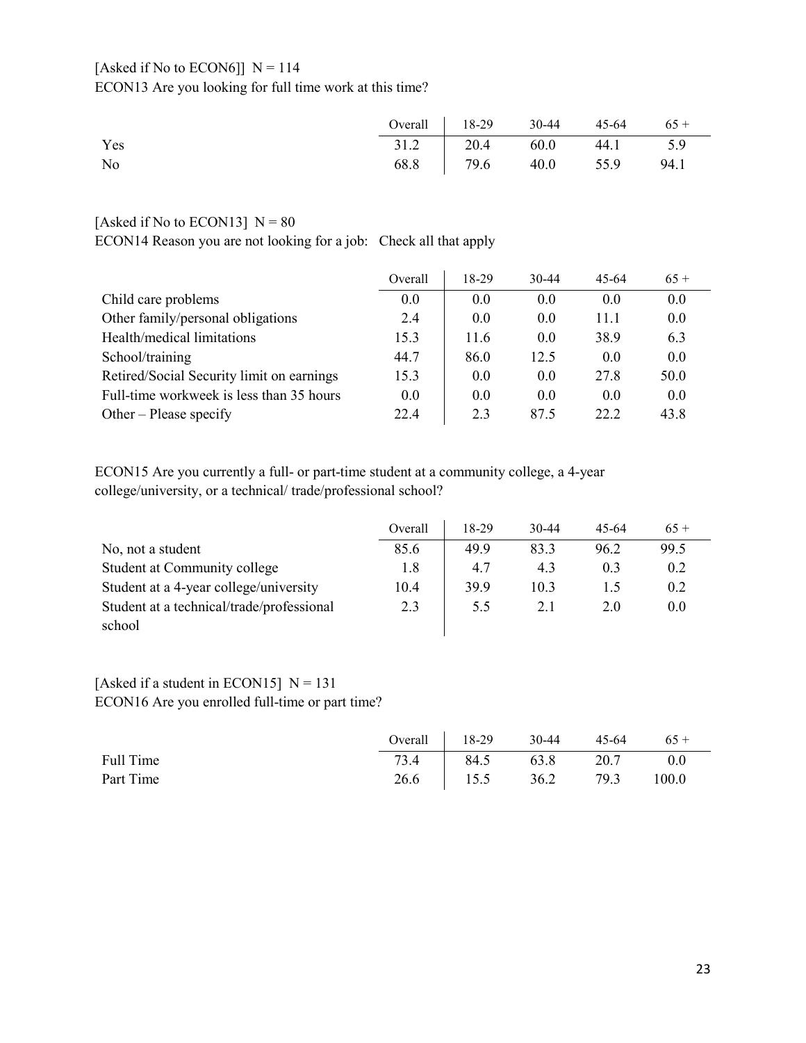[Asked if No to ECON6]] N = 114

ECON13 Are you looking for full time work at this time?

| | Overall | 18-29 | 30-44 | 45-64 | 65 + |
|---|---|---|---|---|---|
| Yes | 31.2 | 20.4 | 60.0 | 44.1 | 5.9 |
| No | 68.8 | 79.6 | 40.0 | 55.9 | 94.1 |

[Asked if No to ECON13] N = 80

ECON14 Reason you are not looking for a job: Check all that apply

| | Overall | 18-29 | 30-44 | 45-64 | 65 + |
|---|---|---|---|---|---|
| Child care problems | 0.0 | 0.0 | 0.0 | 0.0 | 0.0 |
| Other family/personal obligations | 2.4 | 0.0 | 0.0 | 11.1 | 0.0 |
| Health/medical limitations | 15.3 | 11.6 | 0.0 | 38.9 | 6.3 |
| School/training | 44.7 | 86.0 | 12.5 | 0.0 | 0.0 |
| Retired/Social Security limit on earnings | 15.3 | 0.0 | 0.0 | 27.8 | 50.0 |
| Full-time workweek is less than 35 hours | 0.0 | 0.0 | 0.0 | 0.0 | 0.0 |
| Other – Please specify | 22.4 | 2.3 | 87.5 | 22.2 | 43.8 |

ECON15 Are you currently a full- or part-time student at a community college, a 4-year college/university, or a technical/ trade/professional school?

| | Overall | 18-29 | 30-44 | 45-64 | 65 + |
|---|---|---|---|---|---|
| No, not a student | 85.6 | 49.9 | 83.3 | 96.2 | 99.5 |
| Student at Community college | 1.8 | 4.7 | 4.3 | 0.3 | 0.2 |
| Student at a 4-year college/university | 10.4 | 39.9 | 10.3 | 1.5 | 0.2 |
| Student at a technical/trade/professional school | 2.3 | 5.5 | 2.1 | 2.0 | 0.0 |

[Asked if a student in ECON15] N = 131

ECON16 Are you enrolled full-time or part time?

| | Overall | 18-29 | 30-44 | 45-64 | 65 + |
|---|---|---|---|---|---|
| Full Time | 73.4 | 84.5 | 63.8 | 20.7 | 0.0 |
| Part Time | 26.6 | 15.5 | 36.2 | 79.3 | 100.0 |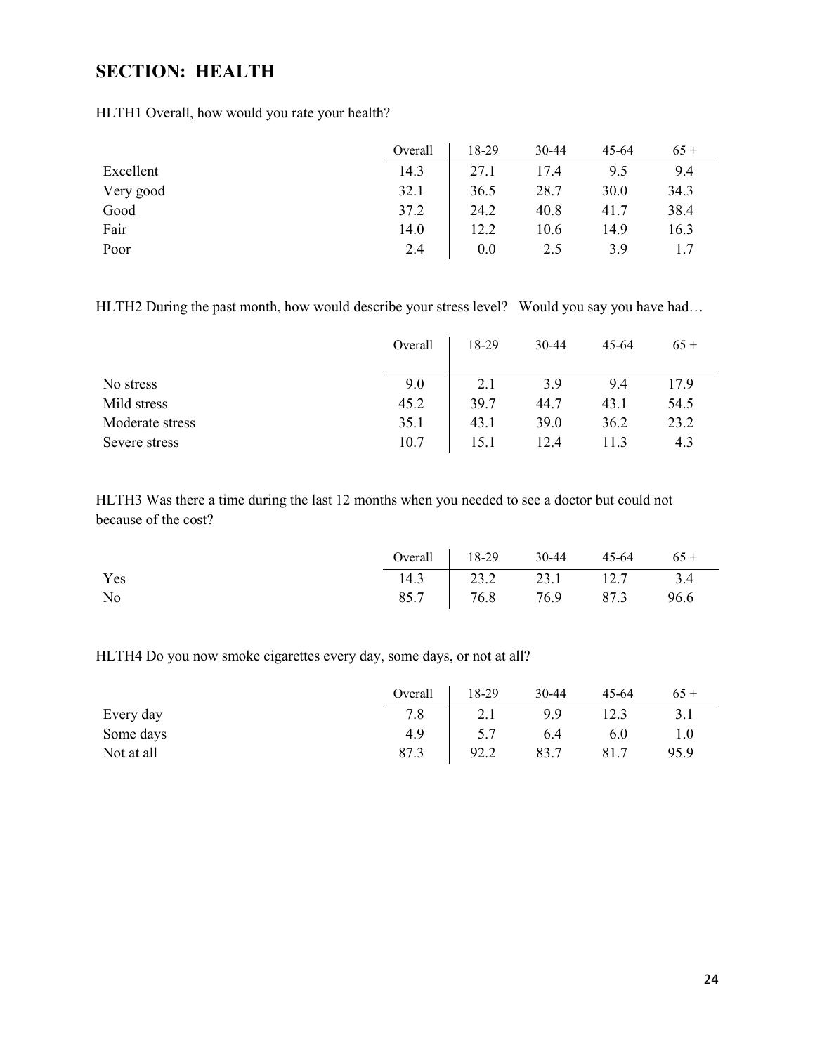## SECTION: HEALTH

HLTH1 Overall, how would you rate your health?

| | Overall | 18-29 | 30-44 | 45-64 | 65 + |
|---|---|---|---|---|---|
| Excellent | 14.3 | 27.1 | 17.4 | 9.5 | 9.4 |
| Very good | 32.1 | 36.5 | 28.7 | 30.0 | 34.3 |
| Good | 37.2 | 24.2 | 40.8 | 41.7 | 38.4 |
| Fair | 14.0 | 12.2 | 10.6 | 14.9 | 16.3 |
| Poor | 2.4 | 0.0 | 2.5 | 3.9 | 1.7 |

HLTH2 During the past month, how would describe your stress level? Would you say you have had…

| | Overall | 18-29 | 30-44 | 45-64 | 65 + |
|---|---|---|---|---|---|
| No stress | 9.0 | 2.1 | 3.9 | 9.4 | 17.9 |
| Mild stress | 45.2 | 39.7 | 44.7 | 43.1 | 54.5 |
| Moderate stress | 35.1 | 43.1 | 39.0 | 36.2 | 23.2 |
| Severe stress | 10.7 | 15.1 | 12.4 | 11.3 | 4.3 |

HLTH3 Was there a time during the last 12 months when you needed to see a doctor but could not because of the cost?

| | Overall | 18-29 | 30-44 | 45-64 | 65 + |
|---|---|---|---|---|---|
| Yes | 14.3 | 23.2 | 23.1 | 12.7 | 3.4 |
| No | 85.7 | 76.8 | 76.9 | 87.3 | 96.6 |

HLTH4 Do you now smoke cigarettes every day, some days, or not at all?

| | Overall | 18-29 | 30-44 | 45-64 | 65 + |
|---|---|---|---|---|---|
| Every day | 7.8 | 2.1 | 9.9 | 12.3 | 3.1 |
| Some days | 4.9 | 5.7 | 6.4 | 6.0 | 1.0 |
| Not at all | 87.3 | 92.2 | 83.7 | 81.7 | 95.9 |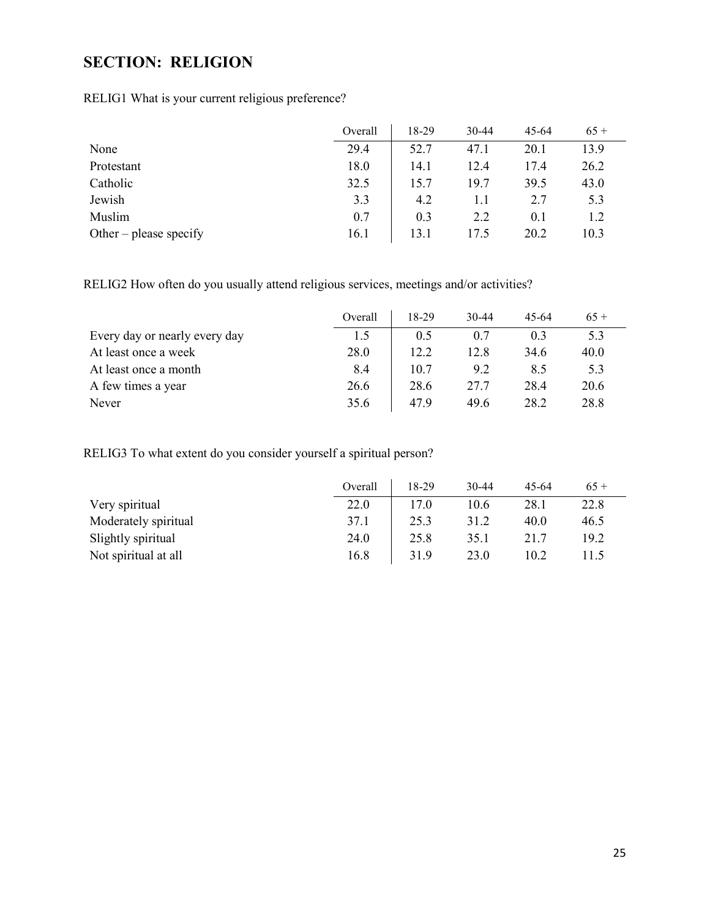## SECTION: RELIGION

RELIG1 What is your current religious preference?

| | Overall | 18-29 | 30-44 | 45-64 | 65 + |
|---|---|---|---|---|---|
| None | 29.4 | 52.7 | 47.1 | 20.1 | 13.9 |
| Protestant | 18.0 | 14.1 | 12.4 | 17.4 | 26.2 |
| Catholic | 32.5 | 15.7 | 19.7 | 39.5 | 43.0 |
| Jewish | 3.3 | 4.2 | 1.1 | 2.7 | 5.3 |
| Muslim | 0.7 | 0.3 | 2.2 | 0.1 | 1.2 |
| Other – please specify | 16.1 | 13.1 | 17.5 | 20.2 | 10.3 |

RELIG2 How often do you usually attend religious services, meetings and/or activities?

| | Overall | 18-29 | 30-44 | 45-64 | 65 + |
|---|---|---|---|---|---|
| Every day or nearly every day | 1.5 | 0.5 | 0.7 | 0.3 | 5.3 |
| At least once a week | 28.0 | 12.2 | 12.8 | 34.6 | 40.0 |
| At least once a month | 8.4 | 10.7 | 9.2 | 8.5 | 5.3 |
| A few times a year | 26.6 | 28.6 | 27.7 | 28.4 | 20.6 |
| Never | 35.6 | 47.9 | 49.6 | 28.2 | 28.8 |

RELIG3 To what extent do you consider yourself a spiritual person?

| | Overall | 18-29 | 30-44 | 45-64 | 65 + |
|---|---|---|---|---|---|
| Very spiritual | 22.0 | 17.0 | 10.6 | 28.1 | 22.8 |
| Moderately spiritual | 37.1 | 25.3 | 31.2 | 40.0 | 46.5 |
| Slightly spiritual | 24.0 | 25.8 | 35.1 | 21.7 | 19.2 |
| Not spiritual at all | 16.8 | 31.9 | 23.0 | 10.2 | 11.5 |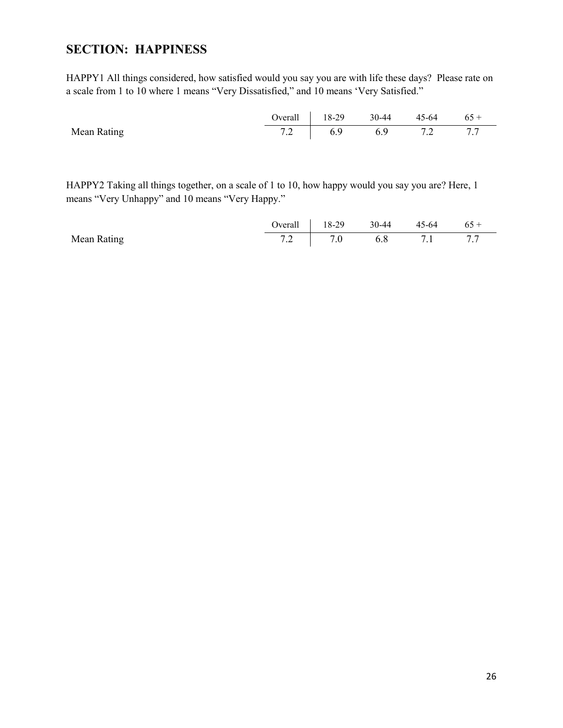## SECTION: HAPPINESS

HAPPY1 All things considered, how satisfied would you say you are with life these days? Please rate on a scale from 1 to 10 where 1 means "Very Dissatisfied," and 10 means 'Very Satisfied."

| | Overall | 18-29 | 30-44 | 45-64 | 65 + |
|---|---|---|---|---|---|
| Mean Rating | 7.2 | 6.9 | 6.9 | 7.2 | 7.7 |

HAPPY2 Taking all things together, on a scale of 1 to 10, how happy would you say you are? Here, 1 means "Very Unhappy" and 10 means "Very Happy."

| | Overall | 18-29 | 30-44 | 45-64 | 65 + |
|---|---|---|---|---|---|
| Mean Rating | 7.2 | 7.0 | 6.8 | 7.1 | 7.7 |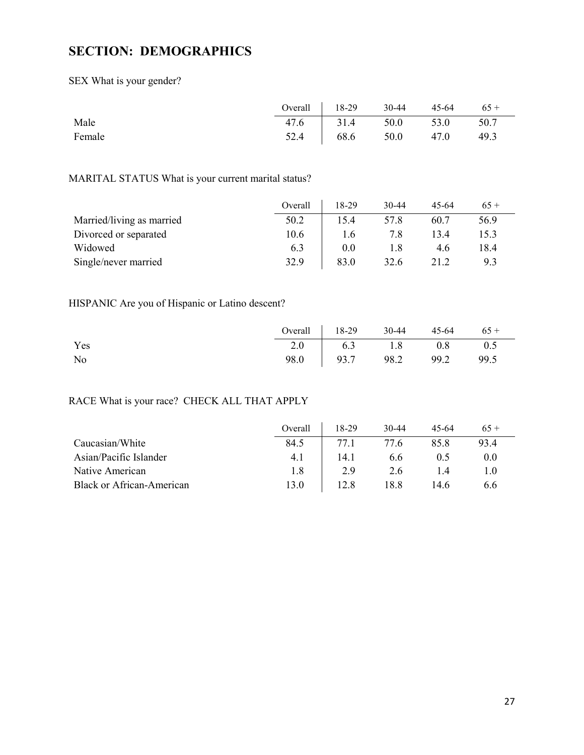## SECTION: DEMOGRAPHICS

SEX What is your gender?

| | Overall | 18-29 | 30-44 | 45-64 | 65 + |
|---|---|---|---|---|---|
| Male | 47.6 | 31.4 | 50.0 | 53.0 | 50.7 |
| Female | 52.4 | 68.6 | 50.0 | 47.0 | 49.3 |

MARITAL STATUS What is your current marital status?

| | Overall | 18-29 | 30-44 | 45-64 | 65 + |
|---|---|---|---|---|---|
| Married/living as married | 50.2 | 15.4 | 57.8 | 60.7 | 56.9 |
| Divorced or separated | 10.6 | 1.6 | 7.8 | 13.4 | 15.3 |
| Widowed | 6.3 | 0.0 | 1.8 | 4.6 | 18.4 |
| Single/never married | 32.9 | 83.0 | 32.6 | 21.2 | 9.3 |

HISPANIC Are you of Hispanic or Latino descent?

| | Overall | 18-29 | 30-44 | 45-64 | 65 + |
|---|---|---|---|---|---|
| Yes | 2.0 | 6.3 | 1.8 | 0.8 | 0.5 |
| No | 98.0 | 93.7 | 98.2 | 99.2 | 99.5 |

RACE What is your race? CHECK ALL THAT APPLY

| | Overall | 18-29 | 30-44 | 45-64 | 65 + |
|---|---|---|---|---|---|
| Caucasian/White | 84.5 | 77.1 | 77.6 | 85.8 | 93.4 |
| Asian/Pacific Islander | 4.1 | 14.1 | 6.6 | 0.5 | 0.0 |
| Native American | 1.8 | 2.9 | 2.6 | 1.4 | 1.0 |
| Black or African-American | 13.0 | 12.8 | 18.8 | 14.6 | 6.6 |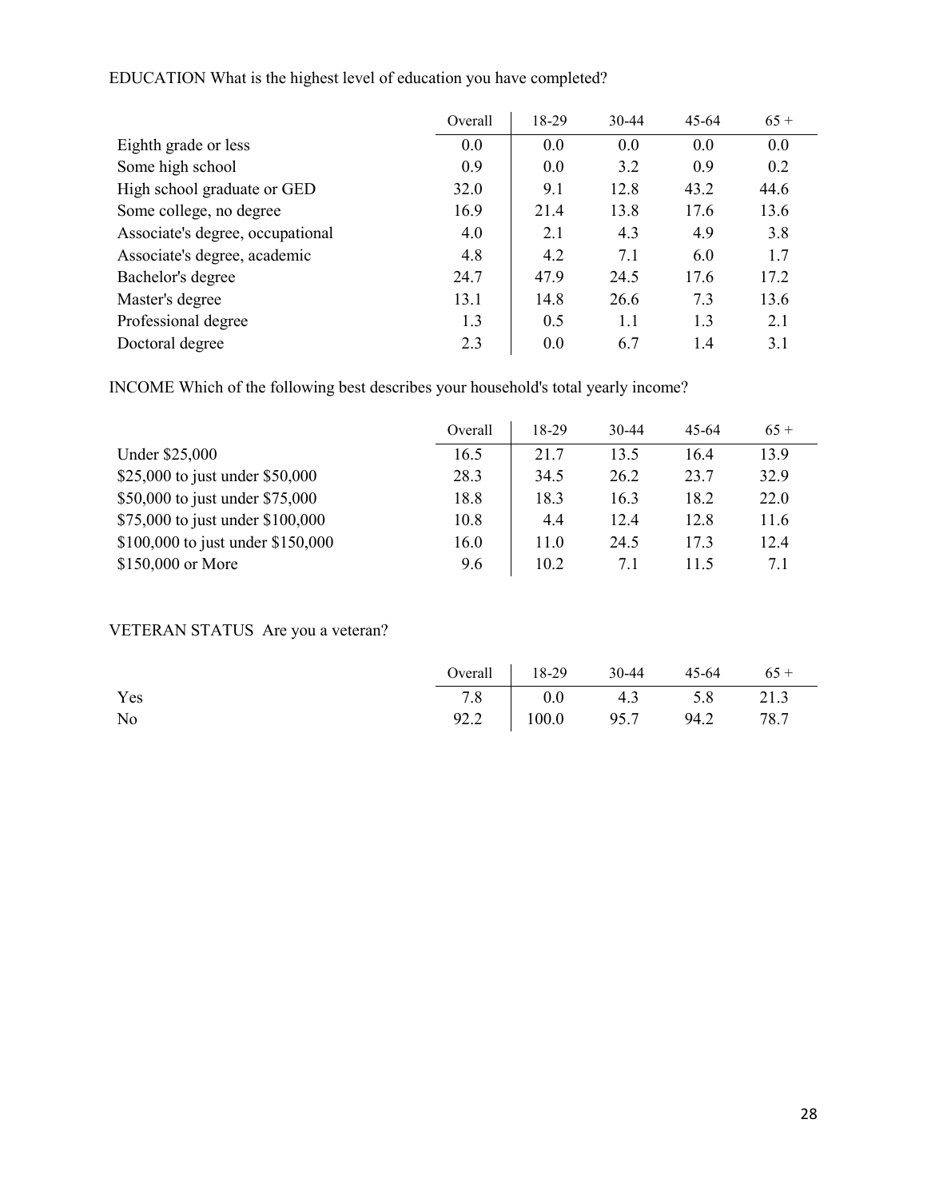EDUCATION What is the highest level of education you have completed?

| | Overall | 18-29 | 30-44 | 45-64 | 65 + |
|---|---|---|---|---|---|
| Eighth grade or less | 0.0 | 0.0 | 0.0 | 0.0 | 0.0 |
| Some high school | 0.9 | 0.0 | 3.2 | 0.9 | 0.2 |
| High school graduate or GED | 32.0 | 9.1 | 12.8 | 43.2 | 44.6 |
| Some college, no degree | 16.9 | 21.4 | 13.8 | 17.6 | 13.6 |
| Associate's degree, occupational | 4.0 | 2.1 | 4.3 | 4.9 | 3.8 |
| Associate's degree, academic | 4.8 | 4.2 | 7.1 | 6.0 | 1.7 |
| Bachelor's degree | 24.7 | 47.9 | 24.5 | 17.6 | 17.2 |
| Master's degree | 13.1 | 14.8 | 26.6 | 7.3 | 13.6 |
| Professional degree | 1.3 | 0.5 | 1.1 | 1.3 | 2.1 |
| Doctoral degree | 2.3 | 0.0 | 6.7 | 1.4 | 3.1 |

INCOME Which of the following best describes your household's total yearly income?

| | Overall | 18-29 | 30-44 | 45-64 | 65 + |
|---|---|---|---|---|---|
| Under $25,000 | 16.5 | 21.7 | 13.5 | 16.4 | 13.9 |
| $25,000 to just under $50,000 | 28.3 | 34.5 | 26.2 | 23.7 | 32.9 |
| $50,000 to just under $75,000 | 18.8 | 18.3 | 16.3 | 18.2 | 22.0 |
| $75,000 to just under $100,000 | 10.8 | 4.4 | 12.4 | 12.8 | 11.6 |
| $100,000 to just under $150,000 | 16.0 | 11.0 | 24.5 | 17.3 | 12.4 |
| $150,000 or More | 9.6 | 10.2 | 7.1 | 11.5 | 7.1 |

VETERAN STATUS Are you a veteran?

| | Overall | 18-29 | 30-44 | 45-64 | 65 + |
|---|---|---|---|---|---|
| Yes | 7.8 | 0.0 | 4.3 | 5.8 | 21.3 |
| No | 92.2 | 100.0 | 95.7 | 94.2 | 78.7 |